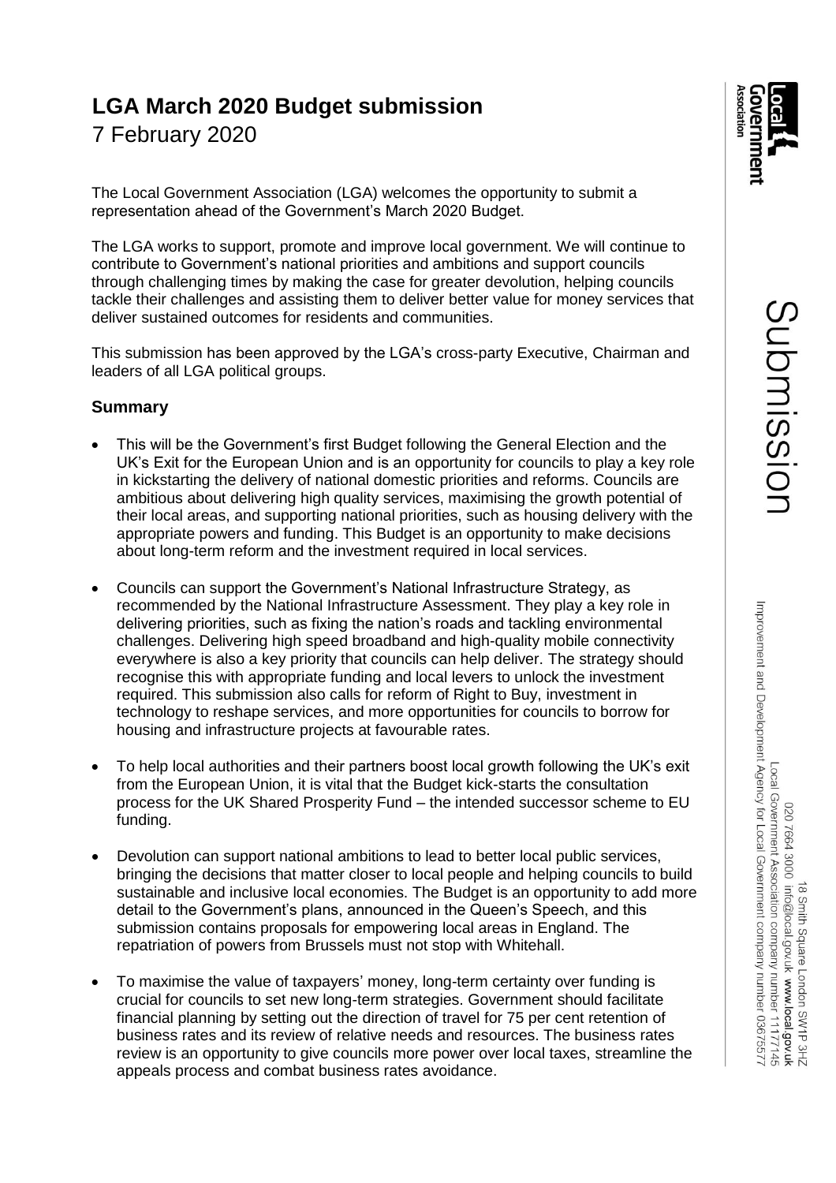# LGA March 2020 Budget submission

7 February 2020

The Local Government Association (LGA) welcomes the opportunity to submit a representation ahead of the Government's March 2020 Budget.

The LGA works to support, promote and improve local government. We will continue to contribute to Government's national priorities and ambitions and support councils through challenging times by making the case for greater devolution, helping councils tackle their challenges and assisting them to deliver better value for money services that deliver sustained outcomes for residents and communities.

This submission has been approved by the LGA's cross-party Executive, Chairman and leaders of all LGA political groups.

## Summary

- This will be the Government's first Budget following the General Election and the UK's Exit for the European Union and is an opportunity for councils to play a key role in kickstarting the delivery of national domestic priorities and reforms. Councils are ambitious about delivering high quality services, maximising the growth potential of their local areas, and supporting national priorities, such as housing delivery with the appropriate powers and funding. This Budget is an opportunity to make decisions about long-term reform and the investment required in local services.
- Councils can support the Government's National Infrastructure Strategy, as recommended by the National Infrastructure Assessment. They play a key role in delivering priorities, such as fixing the nation's roads and tackling environmental challenges. Delivering high speed broadband and high-quality mobile connectivity everywhere is also a key priority that councils can help deliver. The strategy should recognise this with appropriate funding and local levers to unlock the investment required. This submission also calls for reform of Right to Buy, investment in technology to reshape services, and more opportunities for councils to borrow for housing and infrastructure projects at favourable rates.
- To help local authorities and their partners boost local growth following the UK's exit from the European Union, it is vital that the Budget kick-starts the consultation process for the UK Shared Prosperity Fund – the intended successor scheme to EU funding.
- Devolution can support national ambitions to lead to better local public services, bringing the decisions that matter closer to local people and helping councils to build sustainable and inclusive local economies. The Budget is an opportunity to add more detail to the Government's plans, announced in the Queen's Speech, and this submission contains proposals for empowering local areas in England. The repatriation of powers from Brussels must not stop with Whitehall.
- To maximise the value of taxpayers' money, long-term certainty over funding is crucial for councils to set new long-term strategies. Government should facilitate financial planning by setting out the direction of travel for 75 per cent retention of business rates and its review of relative needs and resources. The business rates review is an opportunity to give councils more power over local taxes, streamline the appeals process and combat business rates avoidance.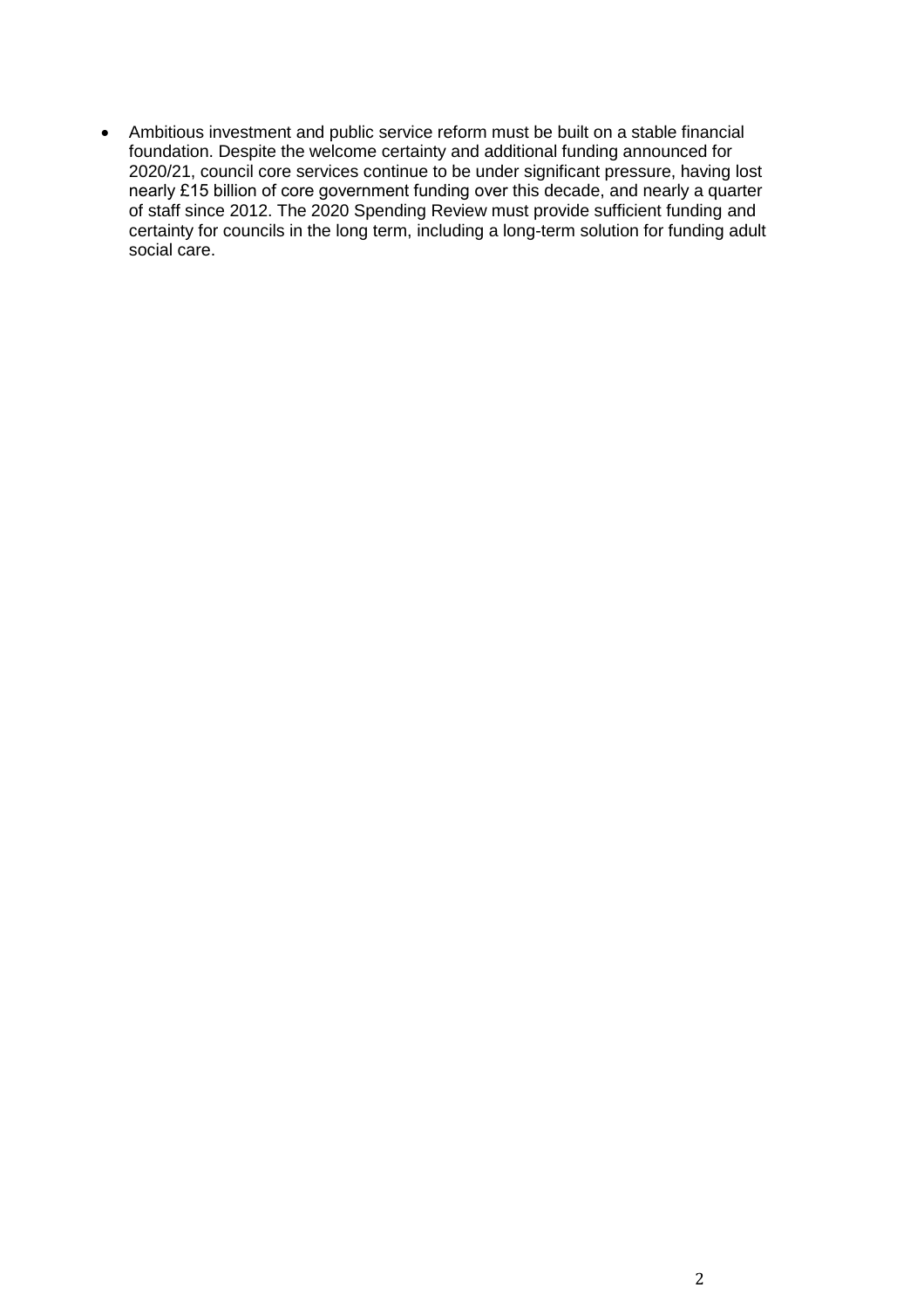- Ambitious investment and public service reform must be built on a stable financial foundation. Despite the welcome certainty and additional funding announced for 2020/21, council core services continue to be under significant pressure, having lost nearly £15 billion of core government funding over this decade, and nearly a quarter of staff since 2012. The 2020 Spending Review must provide sufficient funding and certainty for councils in the long term, including a long-term solution for funding adult social care.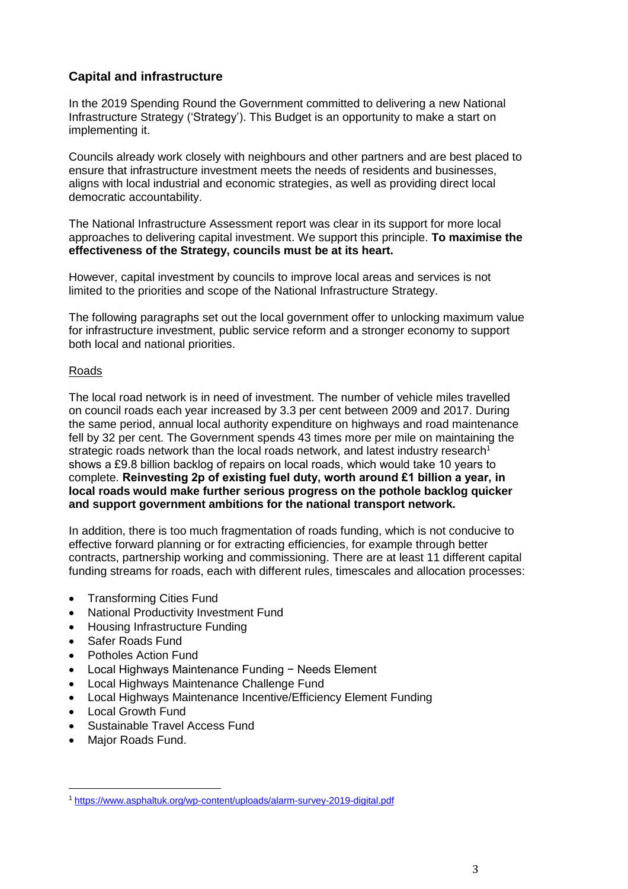## Capital and infrastructure

In the 2019 Spending Round the Government committed to delivering a new National Infrastructure Strategy ('Strategy'). This Budget is an opportunity to make a start on implementing it.

Councils already work closely with neighbours and other partners and are best placed to ensure that infrastructure investment meets the needs of residents and businesses, aligns with local industrial and economic strategies, as well as providing direct local democratic accountability.

The National Infrastructure Assessment report was clear in its support for more local approaches to delivering capital investment. We support this principle. **To maximise the effectiveness of the Strategy, councils must be at its heart.**

However, capital investment by councils to improve local areas and services is not limited to the priorities and scope of the National Infrastructure Strategy.

The following paragraphs set out the local government offer to unlocking maximum value for infrastructure investment, public service reform and a stronger economy to support both local and national priorities.

### Roads

The local road network is in need of investment. The number of vehicle miles travelled on council roads each year increased by 3.3 per cent between 2009 and 2017. During the same period, annual local authority expenditure on highways and road maintenance fell by 32 per cent. The Government spends 43 times more per mile on maintaining the strategic roads network than the local roads network, and latest industry research[1] shows a £9.8 billion backlog of repairs on local roads, which would take 10 years to complete. **Reinvesting 2p of existing fuel duty, worth around £1 billion a year, in local roads would make further serious progress on the pothole backlog quicker and support government ambitions for the national transport network.**

In addition, there is too much fragmentation of roads funding, which is not conducive to effective forward planning or for extracting efficiencies, for example through better contracts, partnership working and commissioning. There are at least 11 different capital funding streams for roads, each with different rules, timescales and allocation processes:

- Transforming Cities Fund
- National Productivity Investment Fund
- Housing Infrastructure Funding
- Safer Roads Fund
- Potholes Action Fund
- Local Highways Maintenance Funding − Needs Element
- Local Highways Maintenance Challenge Fund
- Local Highways Maintenance Incentive/Efficiency Element Funding
- Local Growth Fund
- Sustainable Travel Access Fund
- Major Roads Fund.

[1] https://www.asphaltuk.org/wp-content/uploads/alarm-survey-2019-digital.pdf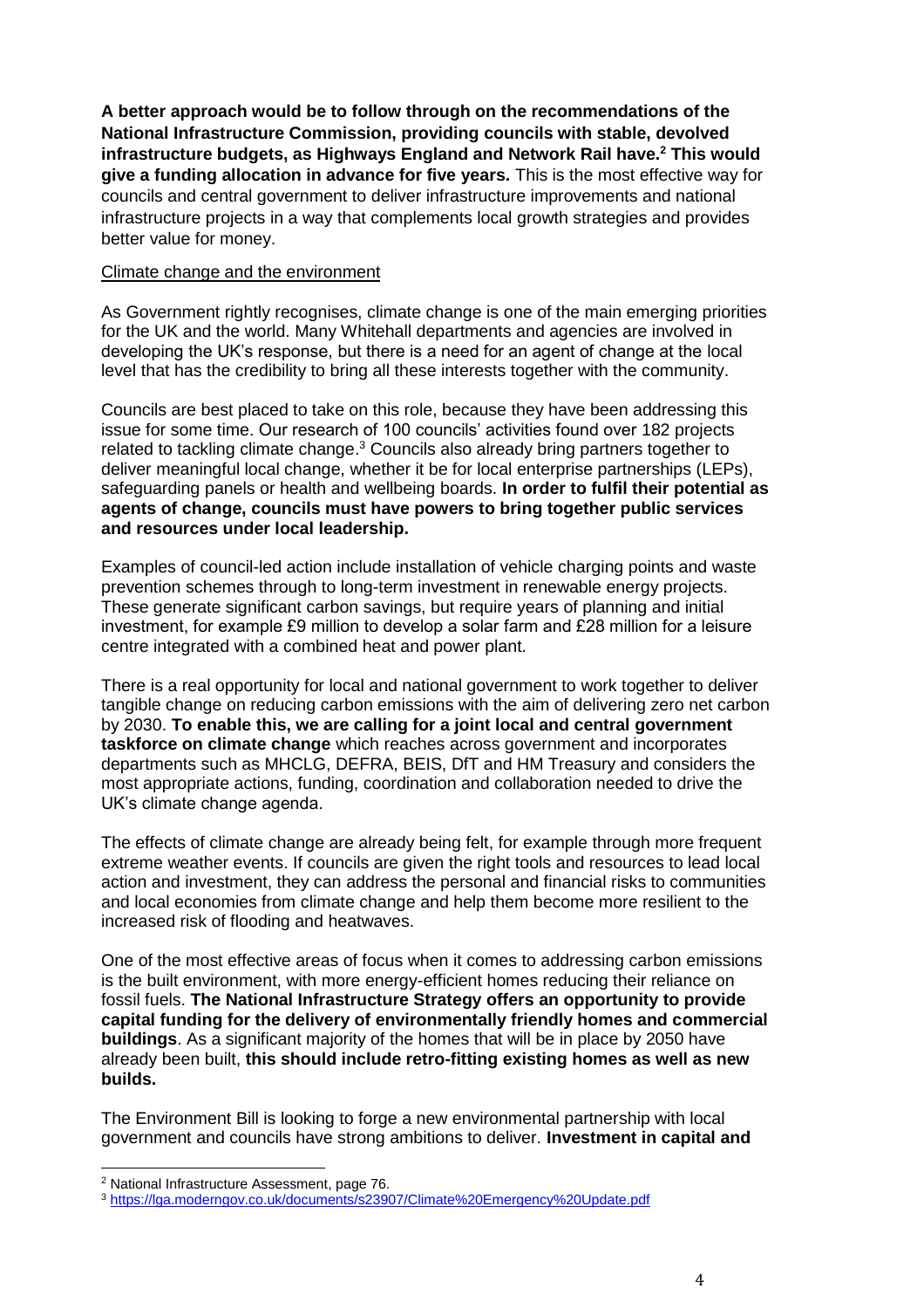**A better approach would be to follow through on the recommendations of the National Infrastructure Commission, providing councils with stable, devolved infrastructure budgets, as Highways England and Network Rail have.[2] This would give a funding allocation in advance for five years.** This is the most effective way for councils and central government to deliver infrastructure improvements and national infrastructure projects in a way that complements local growth strategies and provides better value for money.

<u>Climate change and the environment</u>

As Government rightly recognises, climate change is one of the main emerging priorities for the UK and the world. Many Whitehall departments and agencies are involved in developing the UK's response, but there is a need for an agent of change at the local level that has the credibility to bring all these interests together with the community.

Councils are best placed to take on this role, because they have been addressing this issue for some time. Our research of 100 councils' activities found over 182 projects related to tackling climate change.[3] Councils also already bring partners together to deliver meaningful local change, whether it be for local enterprise partnerships (LEPs), safeguarding panels or health and wellbeing boards. **In order to fulfil their potential as agents of change, councils must have powers to bring together public services and resources under local leadership.**

Examples of council-led action include installation of vehicle charging points and waste prevention schemes through to long-term investment in renewable energy projects. These generate significant carbon savings, but require years of planning and initial investment, for example £9 million to develop a solar farm and £28 million for a leisure centre integrated with a combined heat and power plant.

There is a real opportunity for local and national government to work together to deliver tangible change on reducing carbon emissions with the aim of delivering zero net carbon by 2030. **To enable this, we are calling for a joint local and central government taskforce on climate change** which reaches across government and incorporates departments such as MHCLG, DEFRA, BEIS, DfT and HM Treasury and considers the most appropriate actions, funding, coordination and collaboration needed to drive the UK's climate change agenda.

The effects of climate change are already being felt, for example through more frequent extreme weather events. If councils are given the right tools and resources to lead local action and investment, they can address the personal and financial risks to communities and local economies from climate change and help them become more resilient to the increased risk of flooding and heatwaves.

One of the most effective areas of focus when it comes to addressing carbon emissions is the built environment, with more energy-efficient homes reducing their reliance on fossil fuels. **The National Infrastructure Strategy offers an opportunity to provide capital funding for the delivery of environmentally friendly homes and commercial buildings**. As a significant majority of the homes that will be in place by 2050 have already been built, **this should include retro-fitting existing homes as well as new builds.**

The Environment Bill is looking to forge a new environmental partnership with local government and councils have strong ambitions to deliver. **Investment in capital and**

---

[2] National Infrastructure Assessment, page 76.

[3] https://lga.moderngov.co.uk/documents/s23907/Climate%20Emergency%20Update.pdf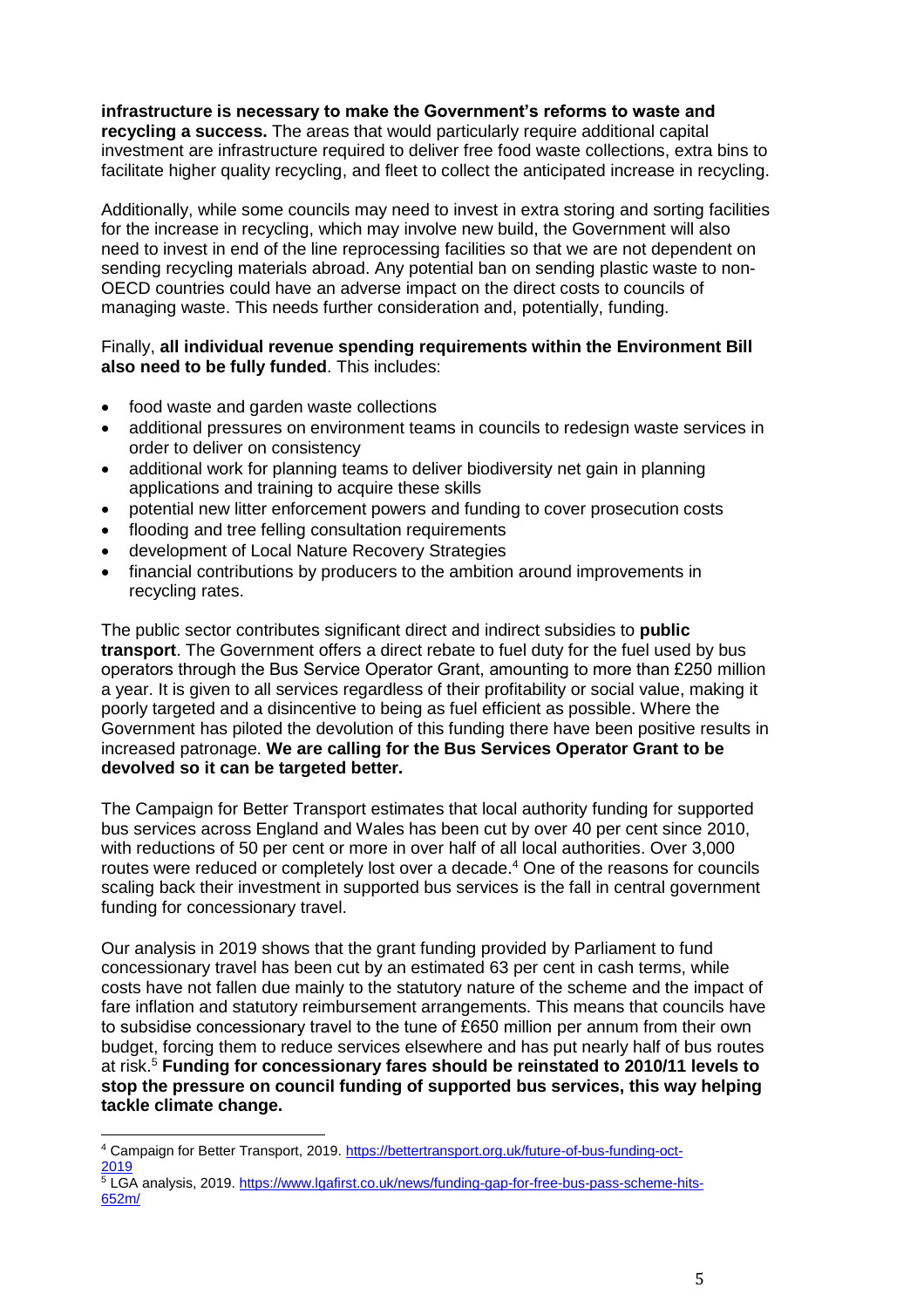**infrastructure is necessary to make the Government's reforms to waste and recycling a success.** The areas that would particularly require additional capital investment are infrastructure required to deliver free food waste collections, extra bins to facilitate higher quality recycling, and fleet to collect the anticipated increase in recycling.

Additionally, while some councils may need to invest in extra storing and sorting facilities for the increase in recycling, which may involve new build, the Government will also need to invest in end of the line reprocessing facilities so that we are not dependent on sending recycling materials abroad. Any potential ban on sending plastic waste to non-OECD countries could have an adverse impact on the direct costs to councils of managing waste. This needs further consideration and, potentially, funding.

Finally, **all individual revenue spending requirements within the Environment Bill also need to be fully funded**. This includes:

- food waste and garden waste collections
- additional pressures on environment teams in councils to redesign waste services in order to deliver on consistency
- additional work for planning teams to deliver biodiversity net gain in planning applications and training to acquire these skills
- potential new litter enforcement powers and funding to cover prosecution costs
- flooding and tree felling consultation requirements
- development of Local Nature Recovery Strategies
- financial contributions by producers to the ambition around improvements in recycling rates.

The public sector contributes significant direct and indirect subsidies to **public transport**. The Government offers a direct rebate to fuel duty for the fuel used by bus operators through the Bus Service Operator Grant, amounting to more than £250 million a year. It is given to all services regardless of their profitability or social value, making it poorly targeted and a disincentive to being as fuel efficient as possible. Where the Government has piloted the devolution of this funding there have been positive results in increased patronage. **We are calling for the Bus Services Operator Grant to be devolved so it can be targeted better.**

The Campaign for Better Transport estimates that local authority funding for supported bus services across England and Wales has been cut by over 40 per cent since 2010, with reductions of 50 per cent or more in over half of all local authorities. Over 3,000 routes were reduced or completely lost over a decade.[4] One of the reasons for councils scaling back their investment in supported bus services is the fall in central government funding for concessionary travel.

Our analysis in 2019 shows that the grant funding provided by Parliament to fund concessionary travel has been cut by an estimated 63 per cent in cash terms, while costs have not fallen due mainly to the statutory nature of the scheme and the impact of fare inflation and statutory reimbursement arrangements. This means that councils have to subsidise concessionary travel to the tune of £650 million per annum from their own budget, forcing them to reduce services elsewhere and has put nearly half of bus routes at risk.[5] **Funding for concessionary fares should be reinstated to 2010/11 levels to stop the pressure on council funding of supported bus services, this way helping tackle climate change.**

---

[4] Campaign for Better Transport, 2019. https://bettertransport.org.uk/future-of-bus-funding-oct-2019

[5] LGA analysis, 2019. https://www.lgafirst.co.uk/news/funding-gap-for-free-bus-pass-scheme-hits-652m/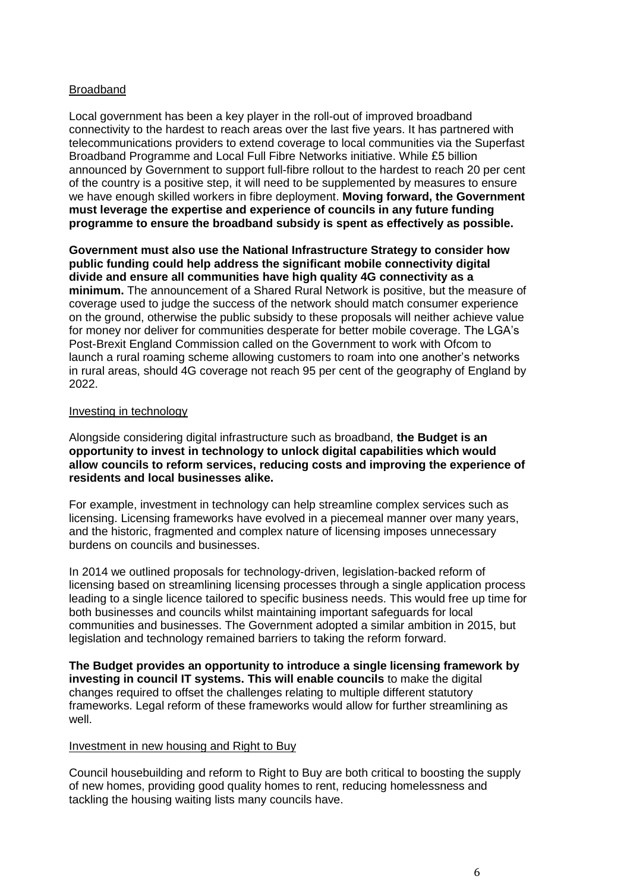Broadband

Local government has been a key player in the roll-out of improved broadband connectivity to the hardest to reach areas over the last five years. It has partnered with telecommunications providers to extend coverage to local communities via the Superfast Broadband Programme and Local Full Fibre Networks initiative. While £5 billion announced by Government to support full-fibre rollout to the hardest to reach 20 per cent of the country is a positive step, it will need to be supplemented by measures to ensure we have enough skilled workers in fibre deployment. **Moving forward, the Government must leverage the expertise and experience of councils in any future funding programme to ensure the broadband subsidy is spent as effectively as possible.**

**Government must also use the National Infrastructure Strategy to consider how public funding could help address the significant mobile connectivity digital divide and ensure all communities have high quality 4G connectivity as a minimum.** The announcement of a Shared Rural Network is positive, but the measure of coverage used to judge the success of the network should match consumer experience on the ground, otherwise the public subsidy to these proposals will neither achieve value for money nor deliver for communities desperate for better mobile coverage. The LGA's Post-Brexit England Commission called on the Government to work with Ofcom to launch a rural roaming scheme allowing customers to roam into one another's networks in rural areas, should 4G coverage not reach 95 per cent of the geography of England by 2022.

Investing in technology

Alongside considering digital infrastructure such as broadband, **the Budget is an opportunity to invest in technology to unlock digital capabilities which would allow councils to reform services, reducing costs and improving the experience of residents and local businesses alike.**

For example, investment in technology can help streamline complex services such as licensing. Licensing frameworks have evolved in a piecemeal manner over many years, and the historic, fragmented and complex nature of licensing imposes unnecessary burdens on councils and businesses.

In 2014 we outlined proposals for technology-driven, legislation-backed reform of licensing based on streamlining licensing processes through a single application process leading to a single licence tailored to specific business needs. This would free up time for both businesses and councils whilst maintaining important safeguards for local communities and businesses. The Government adopted a similar ambition in 2015, but legislation and technology remained barriers to taking the reform forward.

**The Budget provides an opportunity to introduce a single licensing framework by investing in council IT systems. This will enable councils** to make the digital changes required to offset the challenges relating to multiple different statutory frameworks. Legal reform of these frameworks would allow for further streamlining as well.

Investment in new housing and Right to Buy

Council housebuilding and reform to Right to Buy are both critical to boosting the supply of new homes, providing good quality homes to rent, reducing homelessness and tackling the housing waiting lists many councils have.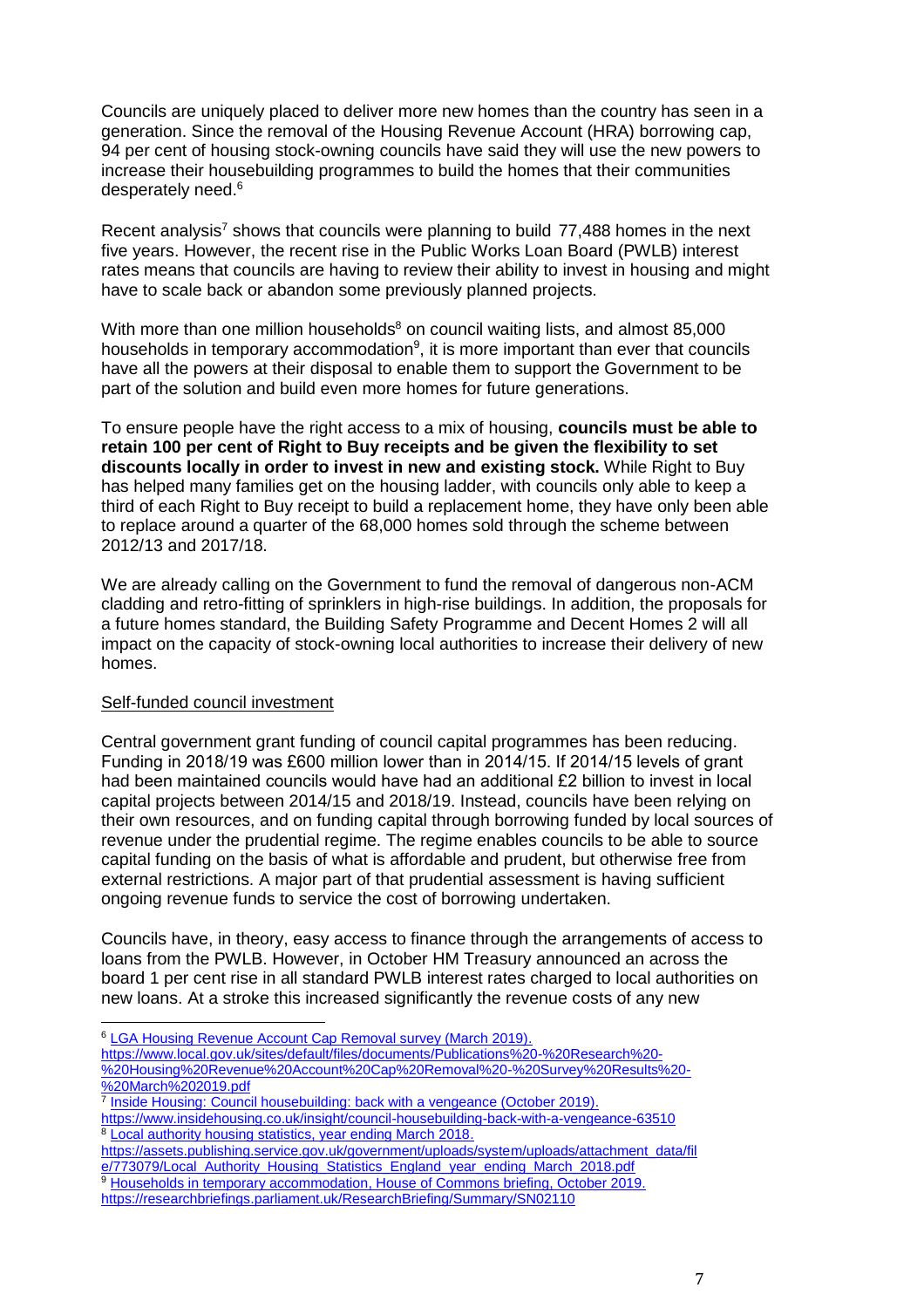Councils are uniquely placed to deliver more new homes than the country has seen in a generation. Since the removal of the Housing Revenue Account (HRA) borrowing cap, 94 per cent of housing stock-owning councils have said they will use the new powers to increase their housebuilding programmes to build the homes that their communities desperately need.[6]

Recent analysis[7] shows that councils were planning to build 77,488 homes in the next five years. However, the recent rise in the Public Works Loan Board (PWLB) interest rates means that councils are having to review their ability to invest in housing and might have to scale back or abandon some previously planned projects.

With more than one million households[8] on council waiting lists, and almost 85,000 households in temporary accommodation[9], it is more important than ever that councils have all the powers at their disposal to enable them to support the Government to be part of the solution and build even more homes for future generations.

To ensure people have the right access to a mix of housing, **councils must be able to retain 100 per cent of Right to Buy receipts and be given the flexibility to set discounts locally in order to invest in new and existing stock.** While Right to Buy has helped many families get on the housing ladder, with councils only able to keep a third of each Right to Buy receipt to build a replacement home, they have only been able to replace around a quarter of the 68,000 homes sold through the scheme between 2012/13 and 2017/18.

We are already calling on the Government to fund the removal of dangerous non-ACM cladding and retro-fitting of sprinklers in high-rise buildings. In addition, the proposals for a future homes standard, the Building Safety Programme and Decent Homes 2 will all impact on the capacity of stock-owning local authorities to increase their delivery of new homes.

Self-funded council investment

Central government grant funding of council capital programmes has been reducing. Funding in 2018/19 was £600 million lower than in 2014/15. If 2014/15 levels of grant had been maintained councils would have had an additional £2 billion to invest in local capital projects between 2014/15 and 2018/19. Instead, councils have been relying on their own resources, and on funding capital through borrowing funded by local sources of revenue under the prudential regime. The regime enables councils to be able to source capital funding on the basis of what is affordable and prudent, but otherwise free from external restrictions. A major part of that prudential assessment is having sufficient ongoing revenue funds to service the cost of borrowing undertaken.

Councils have, in theory, easy access to finance through the arrangements of access to loans from the PWLB. However, in October HM Treasury announced an across the board 1 per cent rise in all standard PWLB interest rates charged to local authorities on new loans. At a stroke this increased significantly the revenue costs of any new

---

[6] LGA Housing Revenue Account Cap Removal survey (March 2019). https://www.local.gov.uk/sites/default/files/documents/Publications%20-%20Research%20-%20Housing%20Revenue%20Account%20Cap%20Removal%20-%20Survey%20Results%20-%20March%202019.pdf

[7] Inside Housing: Council housebuilding: back with a vengeance (October 2019). https://www.insidehousing.co.uk/insight/council-housebuilding-back-with-a-vengeance-63510

[8] Local authority housing statistics, year ending March 2018. https://assets.publishing.service.gov.uk/government/uploads/system/uploads/attachment_data/file/773079/Local_Authority_Housing_Statistics_England_year_ending_March_2018.pdf

[9] Households in temporary accommodation, House of Commons briefing, October 2019. https://researchbriefings.parliament.uk/ResearchBriefing/Summary/SN02110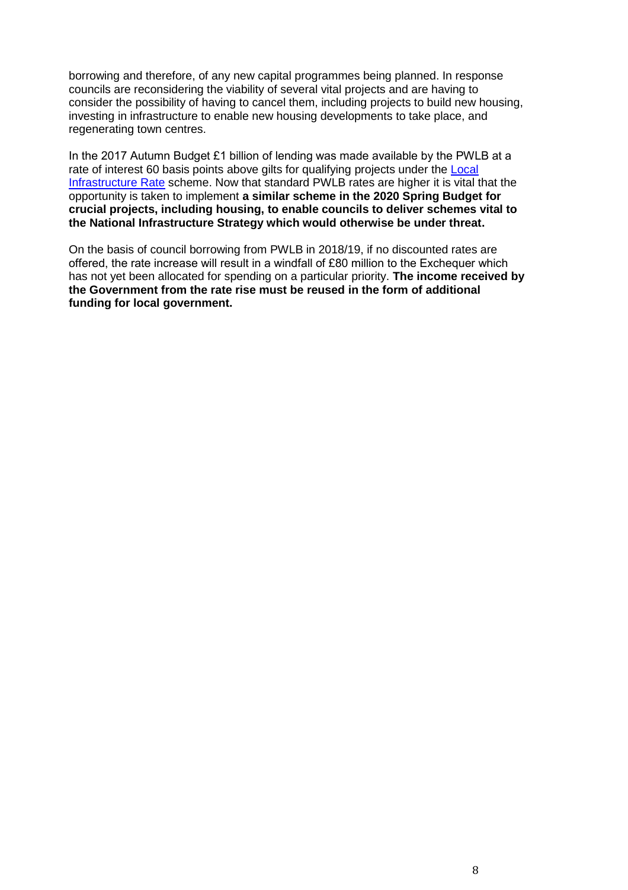borrowing and therefore, of any new capital programmes being planned. In response councils are reconsidering the viability of several vital projects and are having to consider the possibility of having to cancel them, including projects to build new housing, investing in infrastructure to enable new housing developments to take place, and regenerating town centres.

In the 2017 Autumn Budget £1 billion of lending was made available by the PWLB at a rate of interest 60 basis points above gilts for qualifying projects under the [Local Infrastructure Rate](#) scheme. Now that standard PWLB rates are higher it is vital that the opportunity is taken to implement **a similar scheme in the 2020 Spring Budget for crucial projects, including housing, to enable councils to deliver schemes vital to the National Infrastructure Strategy which would otherwise be under threat.**

On the basis of council borrowing from PWLB in 2018/19, if no discounted rates are offered, the rate increase will result in a windfall of £80 million to the Exchequer which has not yet been allocated for spending on a particular priority. **The income received by the Government from the rate rise must be reused in the form of additional funding for local government.**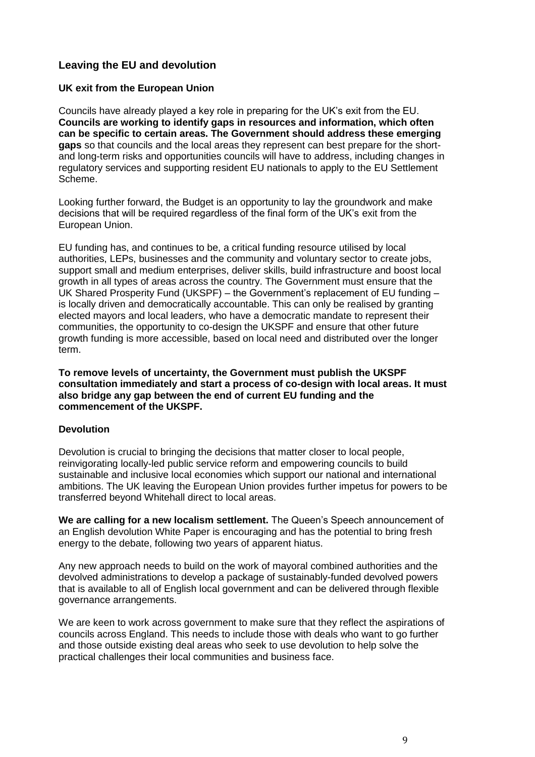## Leaving the EU and devolution

### UK exit from the European Union

Councils have already played a key role in preparing for the UK's exit from the EU. **Councils are working to identify gaps in resources and information, which often can be specific to certain areas. The Government should address these emerging gaps** so that councils and the local areas they represent can best prepare for the short- and long-term risks and opportunities councils will have to address, including changes in regulatory services and supporting resident EU nationals to apply to the EU Settlement Scheme.

Looking further forward, the Budget is an opportunity to lay the groundwork and make decisions that will be required regardless of the final form of the UK's exit from the European Union.

EU funding has, and continues to be, a critical funding resource utilised by local authorities, LEPs, businesses and the community and voluntary sector to create jobs, support small and medium enterprises, deliver skills, build infrastructure and boost local growth in all types of areas across the country. The Government must ensure that the UK Shared Prosperity Fund (UKSPF) – the Government's replacement of EU funding – is locally driven and democratically accountable. This can only be realised by granting elected mayors and local leaders, who have a democratic mandate to represent their communities, the opportunity to co-design the UKSPF and ensure that other future growth funding is more accessible, based on local need and distributed over the longer term.

**To remove levels of uncertainty, the Government must publish the UKSPF consultation immediately and start a process of co-design with local areas. It must also bridge any gap between the end of current EU funding and the commencement of the UKSPF.**

### Devolution

Devolution is crucial to bringing the decisions that matter closer to local people, reinvigorating locally-led public service reform and empowering councils to build sustainable and inclusive local economies which support our national and international ambitions. The UK leaving the European Union provides further impetus for powers to be transferred beyond Whitehall direct to local areas.

**We are calling for a new localism settlement.** The Queen's Speech announcement of an English devolution White Paper is encouraging and has the potential to bring fresh energy to the debate, following two years of apparent hiatus.

Any new approach needs to build on the work of mayoral combined authorities and the devolved administrations to develop a package of sustainably-funded devolved powers that is available to all of English local government and can be delivered through flexible governance arrangements.

We are keen to work across government to make sure that they reflect the aspirations of councils across England. This needs to include those with deals who want to go further and those outside existing deal areas who seek to use devolution to help solve the practical challenges their local communities and business face.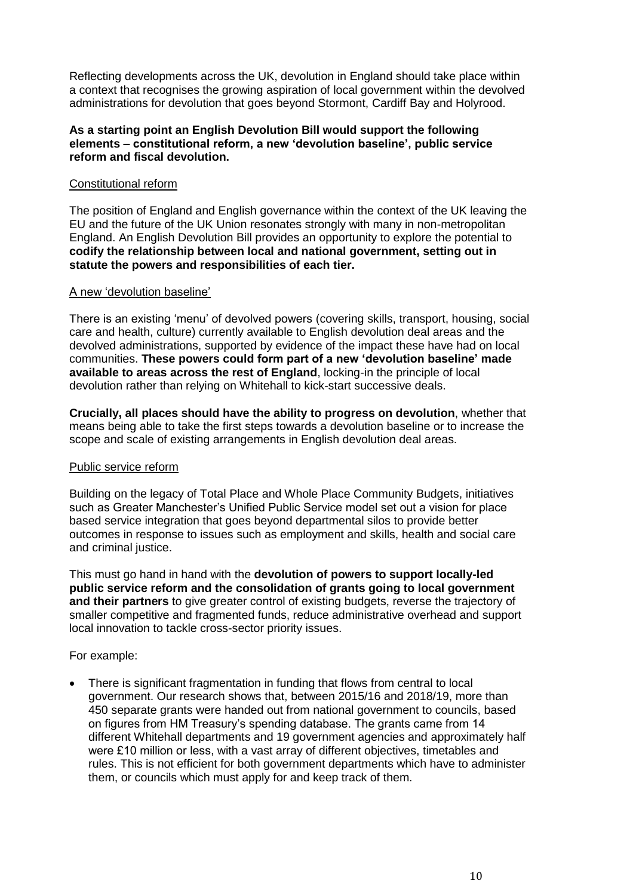Reflecting developments across the UK, devolution in England should take place within a context that recognises the growing aspiration of local government within the devolved administrations for devolution that goes beyond Stormont, Cardiff Bay and Holyrood.

**As a starting point an English Devolution Bill would support the following elements – constitutional reform, a new 'devolution baseline', public service reform and fiscal devolution.**

<u>Constitutional reform</u>

The position of England and English governance within the context of the UK leaving the EU and the future of the UK Union resonates strongly with many in non-metropolitan England. An English Devolution Bill provides an opportunity to explore the potential to **codify the relationship between local and national government, setting out in statute the powers and responsibilities of each tier.**

<u>A new 'devolution baseline'</u>

There is an existing 'menu' of devolved powers (covering skills, transport, housing, social care and health, culture) currently available to English devolution deal areas and the devolved administrations, supported by evidence of the impact these have had on local communities. **These powers could form part of a new 'devolution baseline' made available to areas across the rest of England**, locking-in the principle of local devolution rather than relying on Whitehall to kick-start successive deals.

**Crucially, all places should have the ability to progress on devolution**, whether that means being able to take the first steps towards a devolution baseline or to increase the scope and scale of existing arrangements in English devolution deal areas.

<u>Public service reform</u>

Building on the legacy of Total Place and Whole Place Community Budgets, initiatives such as Greater Manchester's Unified Public Service model set out a vision for place based service integration that goes beyond departmental silos to provide better outcomes in response to issues such as employment and skills, health and social care and criminal justice.

This must go hand in hand with the **devolution of powers to support locally-led public service reform and the consolidation of grants going to local government and their partners** to give greater control of existing budgets, reverse the trajectory of smaller competitive and fragmented funds, reduce administrative overhead and support local innovation to tackle cross-sector priority issues.

For example:

- There is significant fragmentation in funding that flows from central to local government. Our research shows that, between 2015/16 and 2018/19, more than 450 separate grants were handed out from national government to councils, based on figures from HM Treasury's spending database. The grants came from 14 different Whitehall departments and 19 government agencies and approximately half were £10 million or less, with a vast array of different objectives, timetables and rules. This is not efficient for both government departments which have to administer them, or councils which must apply for and keep track of them.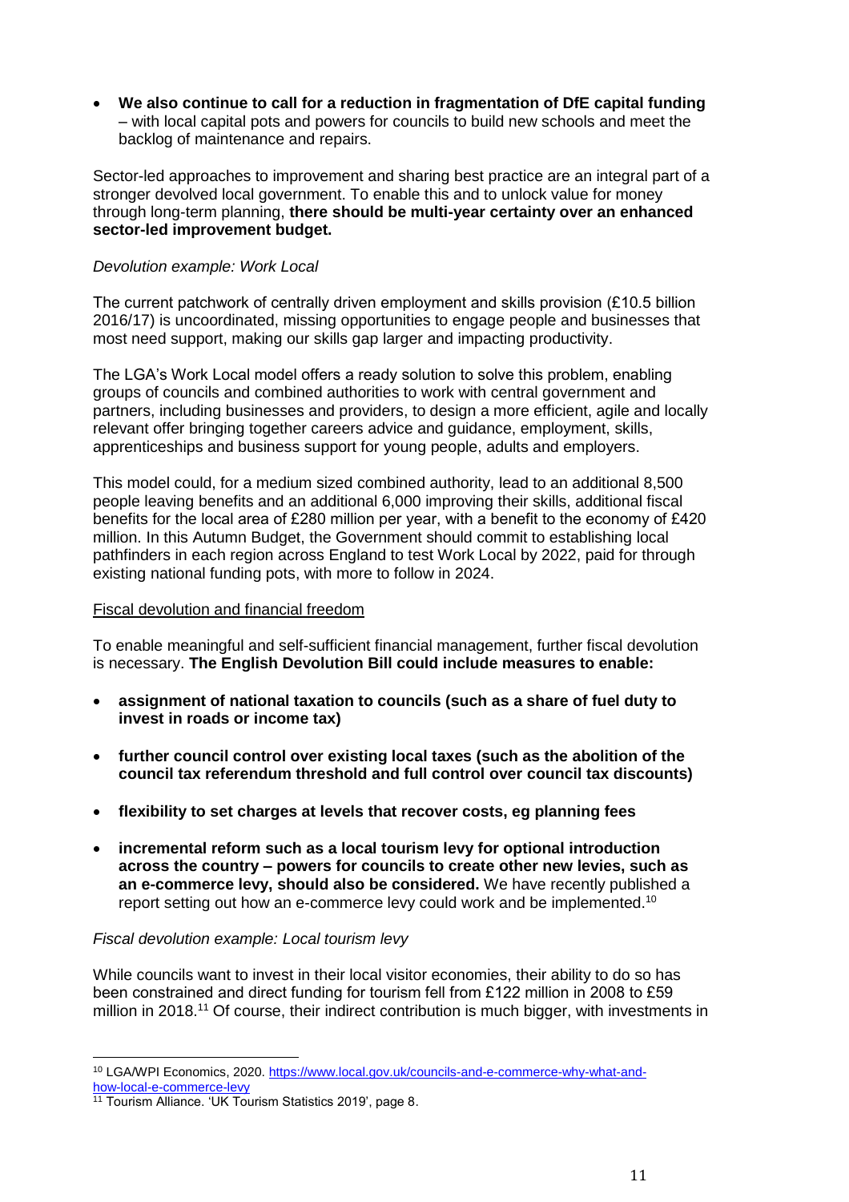- **We also continue to call for a reduction in fragmentation of DfE capital funding** – with local capital pots and powers for councils to build new schools and meet the backlog of maintenance and repairs.

Sector-led approaches to improvement and sharing best practice are an integral part of a stronger devolved local government. To enable this and to unlock value for money through long-term planning, **there should be multi-year certainty over an enhanced sector-led improvement budget.**

*Devolution example: Work Local*

The current patchwork of centrally driven employment and skills provision (£10.5 billion 2016/17) is uncoordinated, missing opportunities to engage people and businesses that most need support, making our skills gap larger and impacting productivity.

The LGA's Work Local model offers a ready solution to solve this problem, enabling groups of councils and combined authorities to work with central government and partners, including businesses and providers, to design a more efficient, agile and locally relevant offer bringing together careers advice and guidance, employment, skills, apprenticeships and business support for young people, adults and employers.

This model could, for a medium sized combined authority, lead to an additional 8,500 people leaving benefits and an additional 6,000 improving their skills, additional fiscal benefits for the local area of £280 million per year, with a benefit to the economy of £420 million. In this Autumn Budget, the Government should commit to establishing local pathfinders in each region across England to test Work Local by 2022, paid for through existing national funding pots, with more to follow in 2024.

Fiscal devolution and financial freedom

To enable meaningful and self-sufficient financial management, further fiscal devolution is necessary. **The English Devolution Bill could include measures to enable:**

- **assignment of national taxation to councils (such as a share of fuel duty to invest in roads or income tax)**
- **further council control over existing local taxes (such as the abolition of the council tax referendum threshold and full control over council tax discounts)**
- **flexibility to set charges at levels that recover costs, eg planning fees**
- **incremental reform such as a local tourism levy for optional introduction across the country – powers for councils to create other new levies, such as an e-commerce levy, should also be considered.** We have recently published a report setting out how an e-commerce levy could work and be implemented.[10]

*Fiscal devolution example: Local tourism levy*

While councils want to invest in their local visitor economies, their ability to do so has been constrained and direct funding for tourism fell from £122 million in 2008 to £59 million in 2018.[11] Of course, their indirect contribution is much bigger, with investments in

[10] LGA/WPI Economics, 2020. https://www.local.gov.uk/councils-and-e-commerce-why-what-and-how-local-e-commerce-levy

[11] Tourism Alliance. 'UK Tourism Statistics 2019', page 8.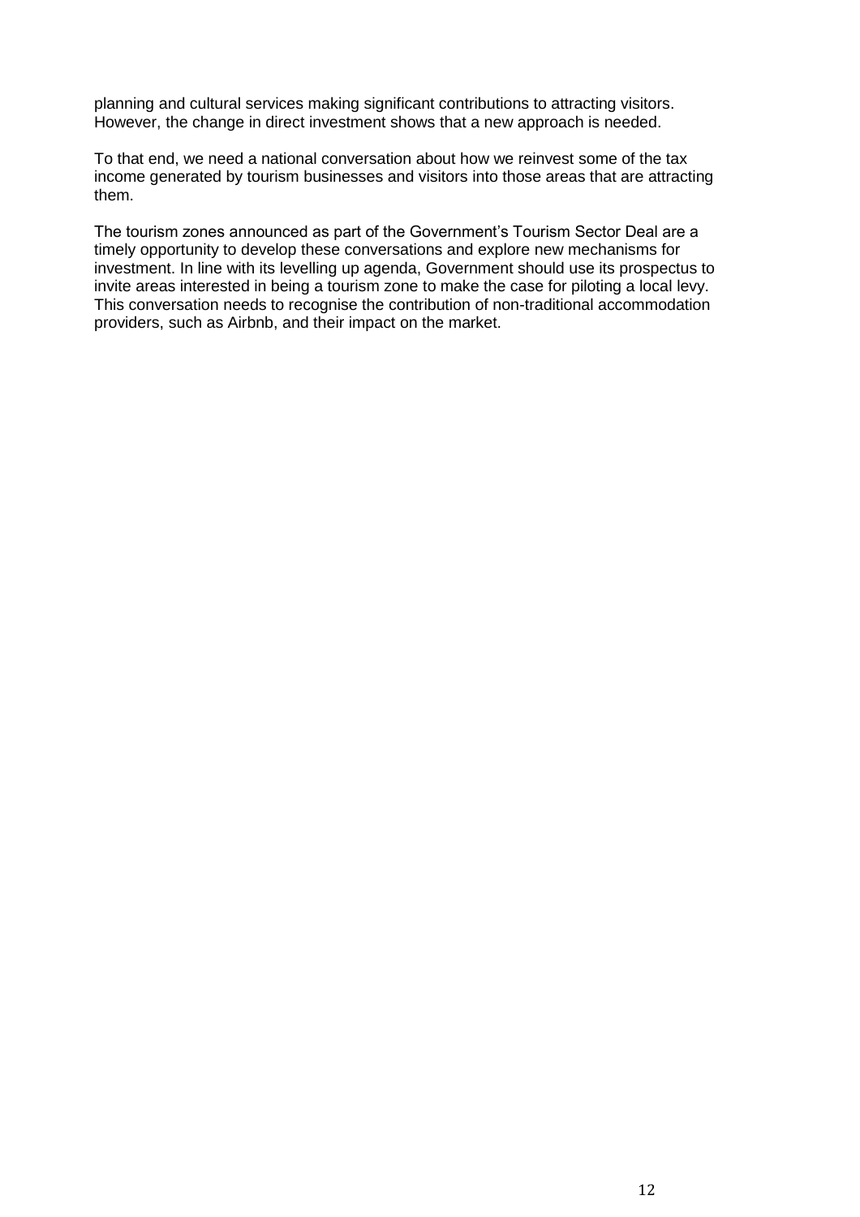planning and cultural services making significant contributions to attracting visitors. However, the change in direct investment shows that a new approach is needed.

To that end, we need a national conversation about how we reinvest some of the tax income generated by tourism businesses and visitors into those areas that are attracting them.

The tourism zones announced as part of the Government's Tourism Sector Deal are a timely opportunity to develop these conversations and explore new mechanisms for investment. In line with its levelling up agenda, Government should use its prospectus to invite areas interested in being a tourism zone to make the case for piloting a local levy. This conversation needs to recognise the contribution of non-traditional accommodation providers, such as Airbnb, and their impact on the market.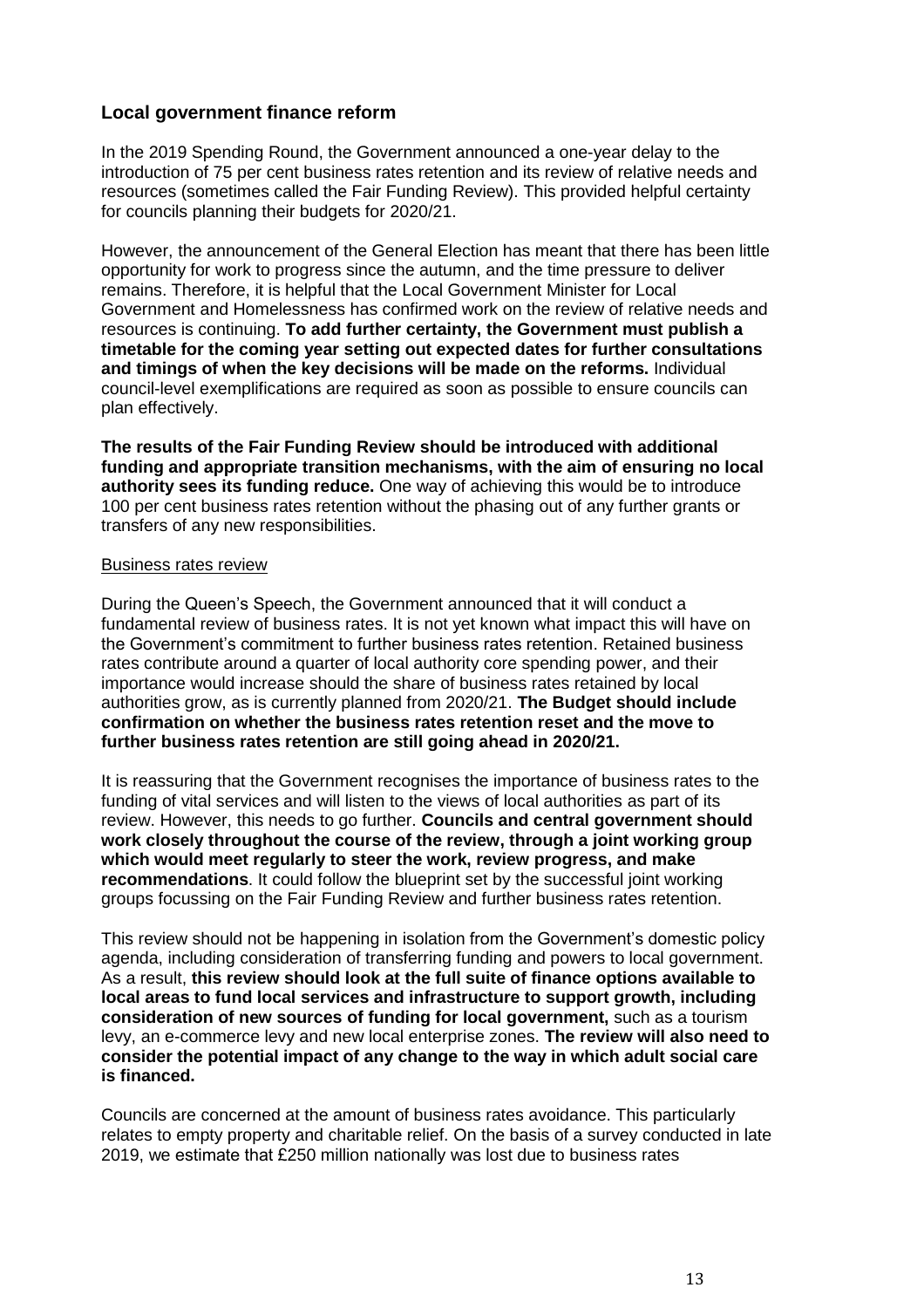## Local government finance reform

In the 2019 Spending Round, the Government announced a one-year delay to the introduction of 75 per cent business rates retention and its review of relative needs and resources (sometimes called the Fair Funding Review). This provided helpful certainty for councils planning their budgets for 2020/21.

However, the announcement of the General Election has meant that there has been little opportunity for work to progress since the autumn, and the time pressure to deliver remains. Therefore, it is helpful that the Local Government Minister for Local Government and Homelessness has confirmed work on the review of relative needs and resources is continuing. **To add further certainty, the Government must publish a timetable for the coming year setting out expected dates for further consultations and timings of when the key decisions will be made on the reforms.** Individual council-level exemplifications are required as soon as possible to ensure councils can plan effectively.

**The results of the Fair Funding Review should be introduced with additional funding and appropriate transition mechanisms, with the aim of ensuring no local authority sees its funding reduce.** One way of achieving this would be to introduce 100 per cent business rates retention without the phasing out of any further grants or transfers of any new responsibilities.

### Business rates review

During the Queen's Speech, the Government announced that it will conduct a fundamental review of business rates. It is not yet known what impact this will have on the Government's commitment to further business rates retention. Retained business rates contribute around a quarter of local authority core spending power, and their importance would increase should the share of business rates retained by local authorities grow, as is currently planned from 2020/21. **The Budget should include confirmation on whether the business rates retention reset and the move to further business rates retention are still going ahead in 2020/21.**

It is reassuring that the Government recognises the importance of business rates to the funding of vital services and will listen to the views of local authorities as part of its review. However, this needs to go further. **Councils and central government should work closely throughout the course of the review, through a joint working group which would meet regularly to steer the work, review progress, and make recommendations**. It could follow the blueprint set by the successful joint working groups focussing on the Fair Funding Review and further business rates retention.

This review should not be happening in isolation from the Government's domestic policy agenda, including consideration of transferring funding and powers to local government. As a result, **this review should look at the full suite of finance options available to local areas to fund local services and infrastructure to support growth, including consideration of new sources of funding for local government,** such as a tourism levy, an e-commerce levy and new local enterprise zones. **The review will also need to consider the potential impact of any change to the way in which adult social care is financed.**

Councils are concerned at the amount of business rates avoidance. This particularly relates to empty property and charitable relief. On the basis of a survey conducted in late 2019, we estimate that £250 million nationally was lost due to business rates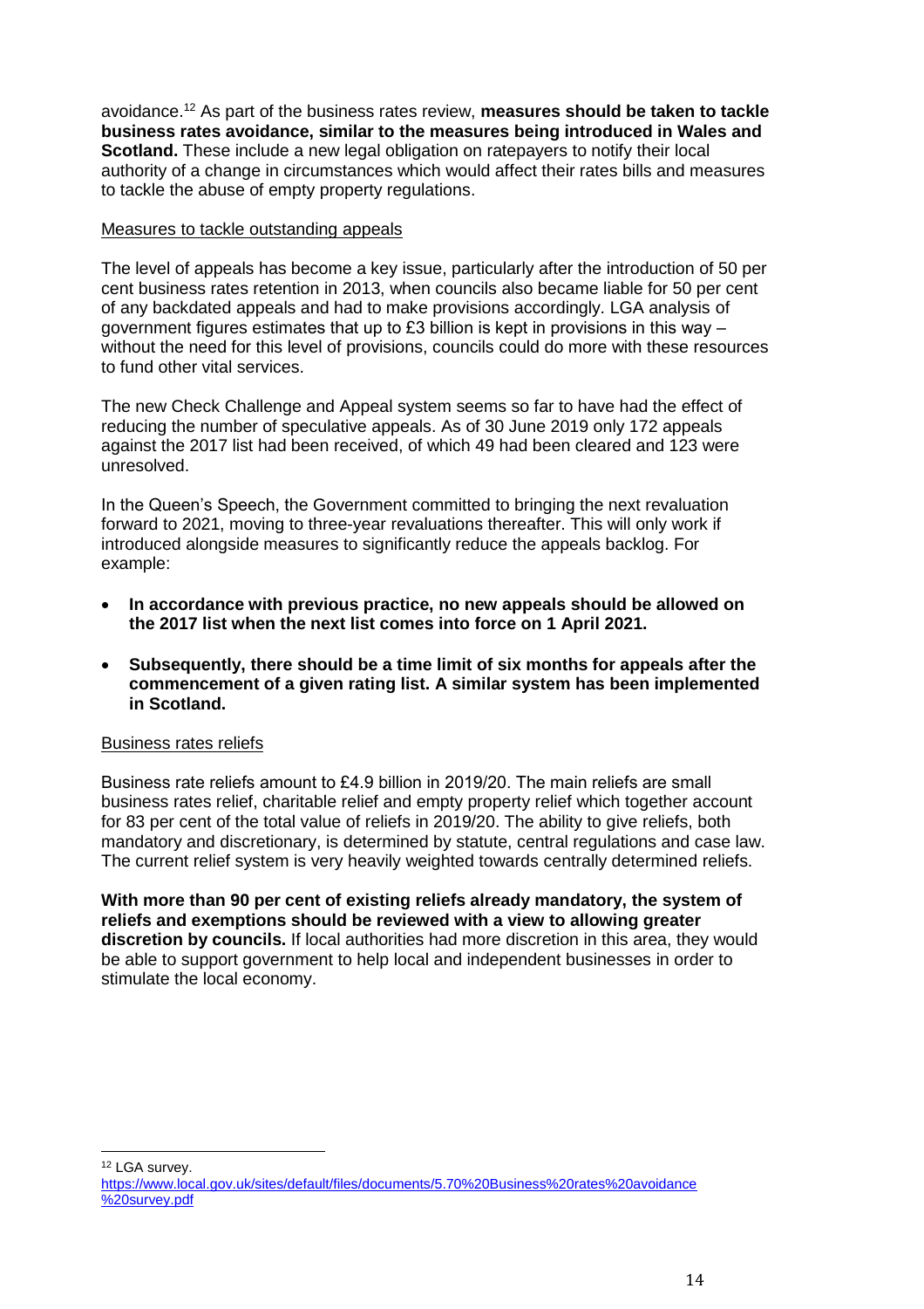avoidance.[12] As part of the business rates review, **measures should be taken to tackle business rates avoidance, similar to the measures being introduced in Wales and Scotland.** These include a new legal obligation on ratepayers to notify their local authority of a change in circumstances which would affect their rates bills and measures to tackle the abuse of empty property regulations.

<u>Measures to tackle outstanding appeals</u>

The level of appeals has become a key issue, particularly after the introduction of 50 per cent business rates retention in 2013, when councils also became liable for 50 per cent of any backdated appeals and had to make provisions accordingly. LGA analysis of government figures estimates that up to £3 billion is kept in provisions in this way – without the need for this level of provisions, councils could do more with these resources to fund other vital services.

The new Check Challenge and Appeal system seems so far to have had the effect of reducing the number of speculative appeals. As of 30 June 2019 only 172 appeals against the 2017 list had been received, of which 49 had been cleared and 123 were unresolved.

In the Queen's Speech, the Government committed to bringing the next revaluation forward to 2021, moving to three-year revaluations thereafter. This will only work if introduced alongside measures to significantly reduce the appeals backlog. For example:

- **In accordance with previous practice, no new appeals should be allowed on the 2017 list when the next list comes into force on 1 April 2021.**
- **Subsequently, there should be a time limit of six months for appeals after the commencement of a given rating list. A similar system has been implemented in Scotland.**

<u>Business rates reliefs</u>

Business rate reliefs amount to £4.9 billion in 2019/20. The main reliefs are small business rates relief, charitable relief and empty property relief which together account for 83 per cent of the total value of reliefs in 2019/20. The ability to give reliefs, both mandatory and discretionary, is determined by statute, central regulations and case law. The current relief system is very heavily weighted towards centrally determined reliefs.

**With more than 90 per cent of existing reliefs already mandatory, the system of reliefs and exemptions should be reviewed with a view to allowing greater discretion by councils.** If local authorities had more discretion in this area, they would be able to support government to help local and independent businesses in order to stimulate the local economy.

---

[12] LGA survey. https://www.local.gov.uk/sites/default/files/documents/5.70%20Business%20rates%20avoidance%20survey.pdf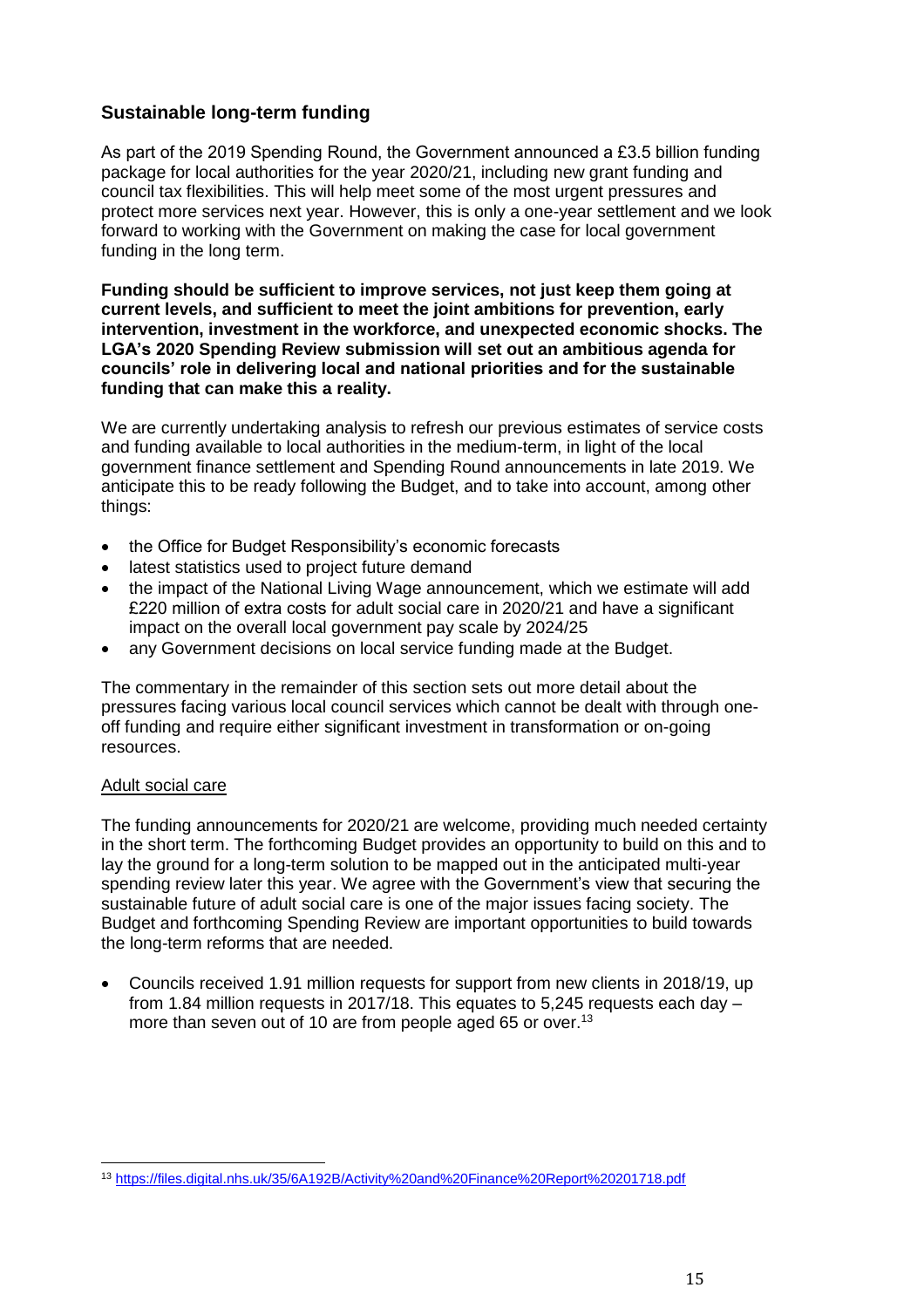## Sustainable long-term funding

As part of the 2019 Spending Round, the Government announced a £3.5 billion funding package for local authorities for the year 2020/21, including new grant funding and council tax flexibilities. This will help meet some of the most urgent pressures and protect more services next year. However, this is only a one-year settlement and we look forward to working with the Government on making the case for local government funding in the long term.

**Funding should be sufficient to improve services, not just keep them going at current levels, and sufficient to meet the joint ambitions for prevention, early intervention, investment in the workforce, and unexpected economic shocks. The LGA's 2020 Spending Review submission will set out an ambitious agenda for councils' role in delivering local and national priorities and for the sustainable funding that can make this a reality.**

We are currently undertaking analysis to refresh our previous estimates of service costs and funding available to local authorities in the medium-term, in light of the local government finance settlement and Spending Round announcements in late 2019. We anticipate this to be ready following the Budget, and to take into account, among other things:

- the Office for Budget Responsibility's economic forecasts
- latest statistics used to project future demand
- the impact of the National Living Wage announcement, which we estimate will add £220 million of extra costs for adult social care in 2020/21 and have a significant impact on the overall local government pay scale by 2024/25
- any Government decisions on local service funding made at the Budget.

The commentary in the remainder of this section sets out more detail about the pressures facing various local council services which cannot be dealt with through one-off funding and require either significant investment in transformation or on-going resources.

### Adult social care

The funding announcements for 2020/21 are welcome, providing much needed certainty in the short term. The forthcoming Budget provides an opportunity to build on this and to lay the ground for a long-term solution to be mapped out in the anticipated multi-year spending review later this year. We agree with the Government's view that securing the sustainable future of adult social care is one of the major issues facing society. The Budget and forthcoming Spending Review are important opportunities to build towards the long-term reforms that are needed.

- Councils received 1.91 million requests for support from new clients in 2018/19, up from 1.84 million requests in 2017/18. This equates to 5,245 requests each day – more than seven out of 10 are from people aged 65 or over.[13]

[13] https://files.digital.nhs.uk/35/6A192B/Activity%20and%20Finance%20Report%20201718.pdf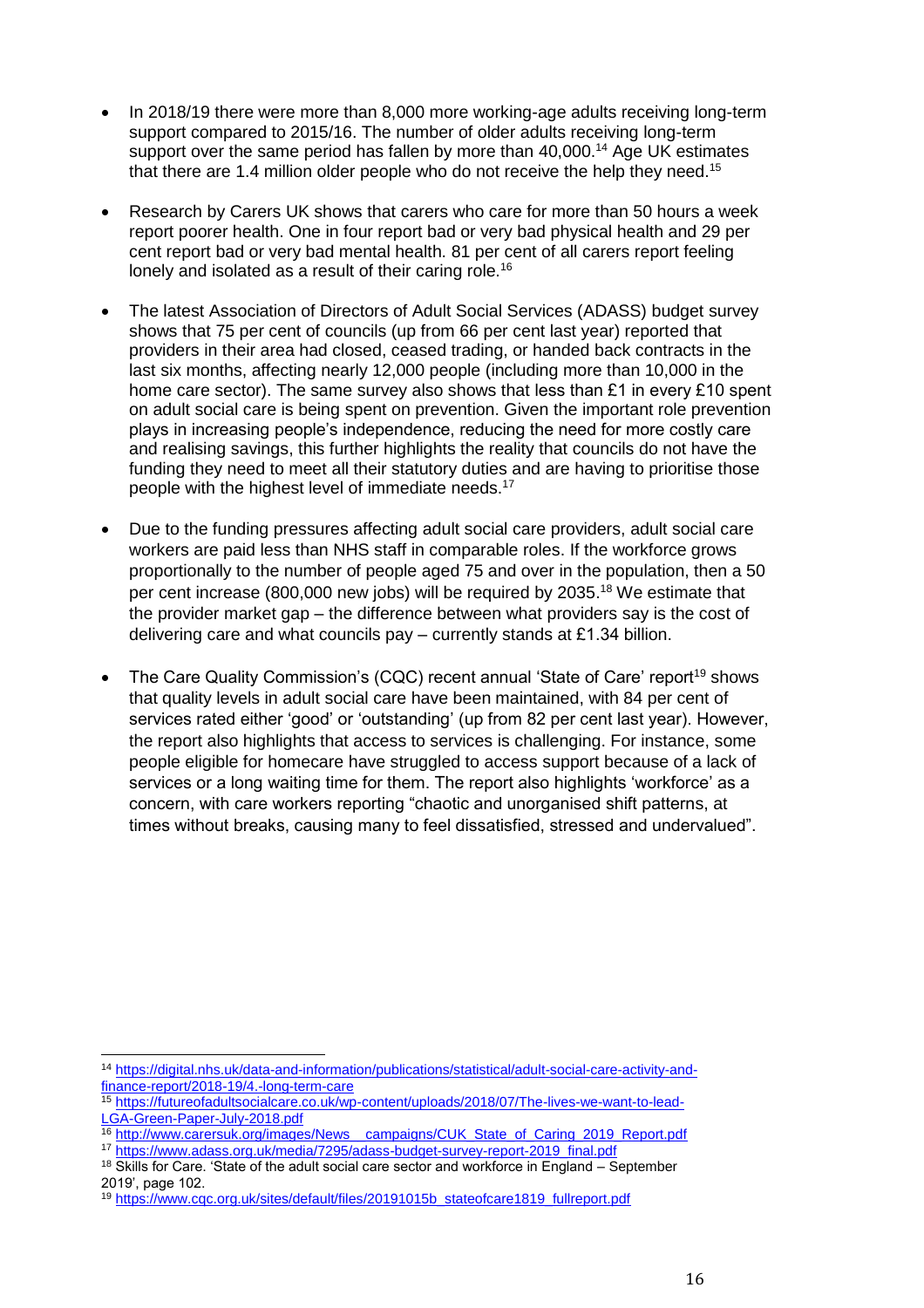- In 2018/19 there were more than 8,000 more working-age adults receiving long-term support compared to 2015/16. The number of older adults receiving long-term support over the same period has fallen by more than 40,000.[14] Age UK estimates that there are 1.4 million older people who do not receive the help they need.[15]

- Research by Carers UK shows that carers who care for more than 50 hours a week report poorer health. One in four report bad or very bad physical health and 29 per cent report bad or very bad mental health. 81 per cent of all carers report feeling lonely and isolated as a result of their caring role.[16]

- The latest Association of Directors of Adult Social Services (ADASS) budget survey shows that 75 per cent of councils (up from 66 per cent last year) reported that providers in their area had closed, ceased trading, or handed back contracts in the last six months, affecting nearly 12,000 people (including more than 10,000 in the home care sector). The same survey also shows that less than £1 in every £10 spent on adult social care is being spent on prevention. Given the important role prevention plays in increasing people's independence, reducing the need for more costly care and realising savings, this further highlights the reality that councils do not have the funding they need to meet all their statutory duties and are having to prioritise those people with the highest level of immediate needs.[17]

- Due to the funding pressures affecting adult social care providers, adult social care workers are paid less than NHS staff in comparable roles. If the workforce grows proportionally to the number of people aged 75 and over in the population, then a 50 per cent increase (800,000 new jobs) will be required by 2035.[18] We estimate that the provider market gap – the difference between what providers say is the cost of delivering care and what councils pay – currently stands at £1.34 billion.

- The Care Quality Commission's (CQC) recent annual 'State of Care' report[19] shows that quality levels in adult social care have been maintained, with 84 per cent of services rated either 'good' or 'outstanding' (up from 82 per cent last year). However, the report also highlights that access to services is challenging. For instance, some people eligible for homecare have struggled to access support because of a lack of services or a long waiting time for them. The report also highlights 'workforce' as a concern, with care workers reporting "chaotic and unorganised shift patterns, at times without breaks, causing many to feel dissatisfied, stressed and undervalued".

---

[14] https://digital.nhs.uk/data-and-information/publications/statistical/adult-social-care-activity-and-finance-report/2018-19/4.-long-term-care

[15] https://futureofadultsocialcare.co.uk/wp-content/uploads/2018/07/The-lives-we-want-to-lead-LGA-Green-Paper-July-2018.pdf

[16] http://www.carersuk.org/images/News__campaigns/CUK_State_of_Caring_2019_Report.pdf

[17] https://www.adass.org.uk/media/7295/adass-budget-survey-report-2019_final.pdf

[18] Skills for Care. 'State of the adult social care sector and workforce in England – September 2019', page 102.

[19] https://www.cqc.org.uk/sites/default/files/20191015b_stateofcare1819_fullreport.pdf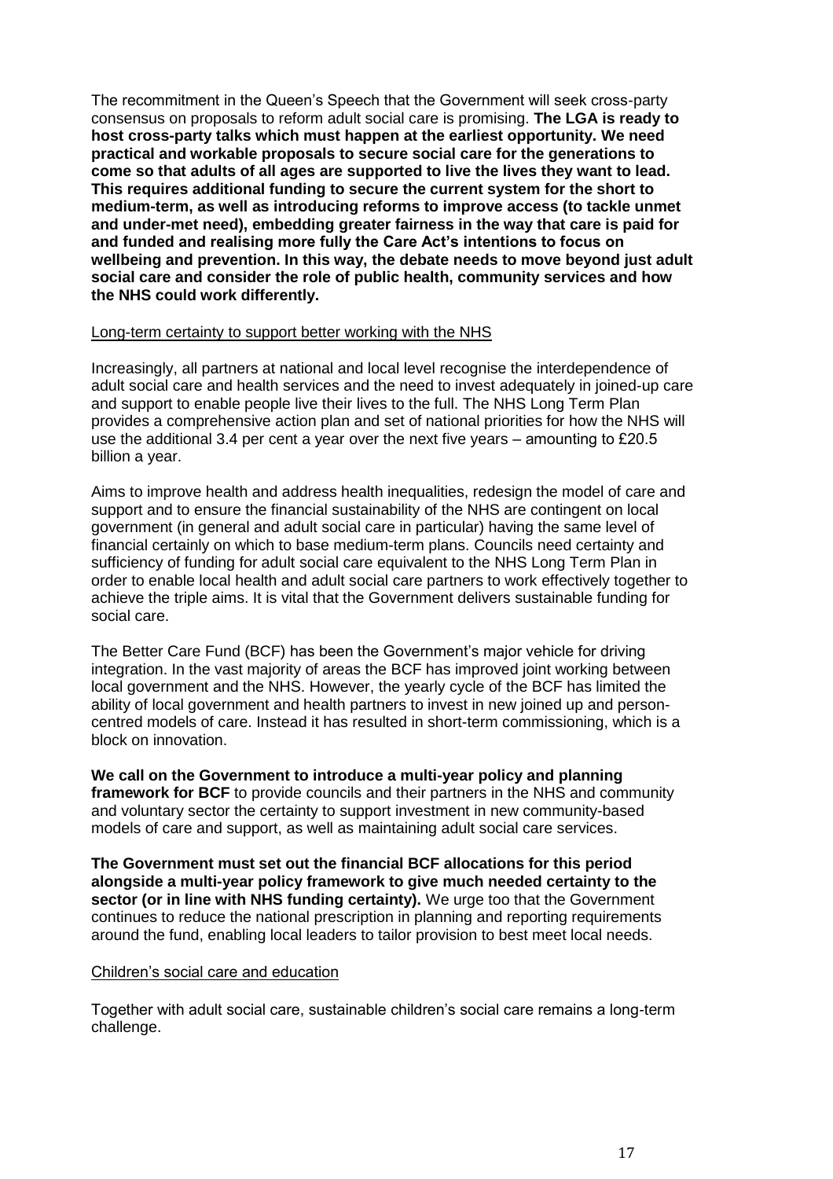The recommitment in the Queen's Speech that the Government will seek cross-party consensus on proposals to reform adult social care is promising. **The LGA is ready to host cross-party talks which must happen at the earliest opportunity. We need practical and workable proposals to secure social care for the generations to come so that adults of all ages are supported to live the lives they want to lead. This requires additional funding to secure the current system for the short to medium-term, as well as introducing reforms to improve access (to tackle unmet and under-met need), embedding greater fairness in the way that care is paid for and funded and realising more fully the Care Act's intentions to focus on wellbeing and prevention. In this way, the debate needs to move beyond just adult social care and consider the role of public health, community services and how the NHS could work differently.**

<u>Long-term certainty to support better working with the NHS</u>

Increasingly, all partners at national and local level recognise the interdependence of adult social care and health services and the need to invest adequately in joined-up care and support to enable people live their lives to the full. The NHS Long Term Plan provides a comprehensive action plan and set of national priorities for how the NHS will use the additional 3.4 per cent a year over the next five years – amounting to £20.5 billion a year.

Aims to improve health and address health inequalities, redesign the model of care and support and to ensure the financial sustainability of the NHS are contingent on local government (in general and adult social care in particular) having the same level of financial certainly on which to base medium-term plans. Councils need certainty and sufficiency of funding for adult social care equivalent to the NHS Long Term Plan in order to enable local health and adult social care partners to work effectively together to achieve the triple aims. It is vital that the Government delivers sustainable funding for social care.

The Better Care Fund (BCF) has been the Government's major vehicle for driving integration. In the vast majority of areas the BCF has improved joint working between local government and the NHS. However, the yearly cycle of the BCF has limited the ability of local government and health partners to invest in new joined up and person-centred models of care. Instead it has resulted in short-term commissioning, which is a block on innovation.

**We call on the Government to introduce a multi-year policy and planning framework for BCF** to provide councils and their partners in the NHS and community and voluntary sector the certainty to support investment in new community-based models of care and support, as well as maintaining adult social care services.

**The Government must set out the financial BCF allocations for this period alongside a multi-year policy framework to give much needed certainty to the sector (or in line with NHS funding certainty).** We urge too that the Government continues to reduce the national prescription in planning and reporting requirements around the fund, enabling local leaders to tailor provision to best meet local needs.

<u>Children's social care and education</u>

Together with adult social care, sustainable children's social care remains a long-term challenge.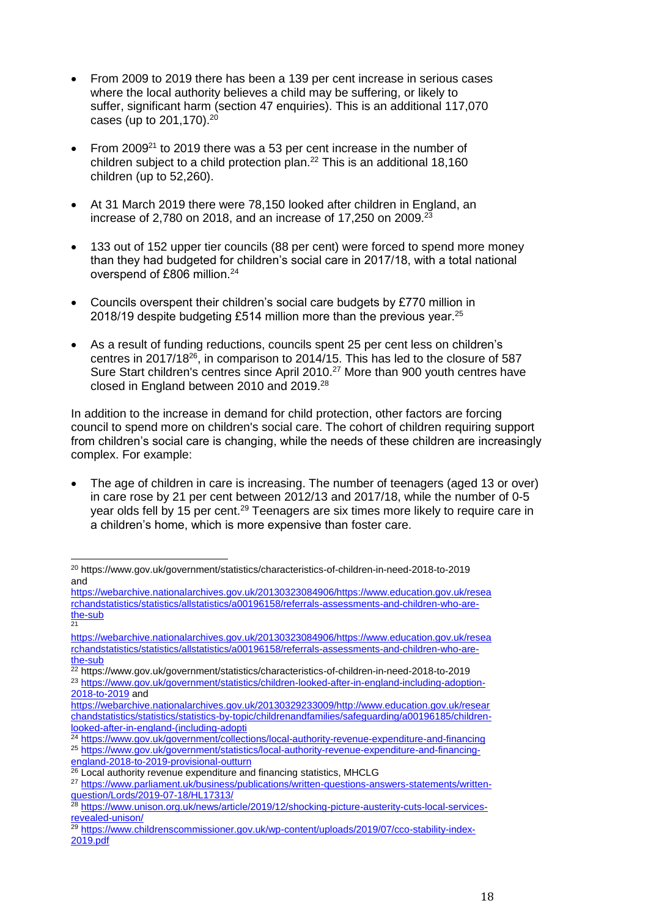- From 2009 to 2019 there has been a 139 per cent increase in serious cases where the local authority believes a child may be suffering, or likely to suffer, significant harm (section 47 enquiries). This is an additional 117,070 cases (up to 201,170).[20]

- From 2009[21] to 2019 there was a 53 per cent increase in the number of children subject to a child protection plan.[22] This is an additional 18,160 children (up to 52,260).

- At 31 March 2019 there were 78,150 looked after children in England, an increase of 2,780 on 2018, and an increase of 17,250 on 2009.[23]

- 133 out of 152 upper tier councils (88 per cent) were forced to spend more money than they had budgeted for children's social care in 2017/18, with a total national overspend of £806 million.[24]

- Councils overspent their children's social care budgets by £770 million in 2018/19 despite budgeting £514 million more than the previous year.[25]

- As a result of funding reductions, councils spent 25 per cent less on children's centres in 2017/18[26], in comparison to 2014/15. This has led to the closure of 587 Sure Start children's centres since April 2010.[27] More than 900 youth centres have closed in England between 2010 and 2019.[28]

In addition to the increase in demand for child protection, other factors are forcing council to spend more on children's social care. The cohort of children requiring support from children's social care is changing, while the needs of these children are increasingly complex. For example:

- The age of children in care is increasing. The number of teenagers (aged 13 or over) in care rose by 21 per cent between 2012/13 and 2017/18, while the number of 0-5 year olds fell by 15 per cent.[29] Teenagers are six times more likely to require care in a children's home, which is more expensive than foster care.

---

[20] https://www.gov.uk/government/statistics/characteristics-of-children-in-need-2018-to-2019 and https://webarchive.nationalarchives.gov.uk/20130323084906/https://www.education.gov.uk/researchandstatistics/statistics/allstatistics/a00196158/referrals-assessments-and-children-who-are-the-sub

[21] https://webarchive.nationalarchives.gov.uk/20130323084906/https://www.education.gov.uk/researchandstatistics/statistics/allstatistics/a00196158/referrals-assessments-and-children-who-are-the-sub

[22] https://www.gov.uk/government/statistics/characteristics-of-children-in-need-2018-to-2019

[23] https://www.gov.uk/government/statistics/children-looked-after-in-england-including-adoption-2018-to-2019 and https://webarchive.nationalarchives.gov.uk/20130329233009/http://www.education.gov.uk/researchandstatistics/statistics/statistics-by-topic/childrenandfamilies/safeguarding/a00196185/children-looked-after-in-england-(including-adopti

[24] https://www.gov.uk/government/collections/local-authority-revenue-expenditure-and-financing

[25] https://www.gov.uk/government/statistics/local-authority-revenue-expenditure-and-financing-england-2018-to-2019-provisional-outturn

[26] Local authority revenue expenditure and financing statistics, MHCLG

[27] https://www.parliament.uk/business/publications/written-questions-answers-statements/written-question/Lords/2019-07-18/HL17313/

[28] https://www.unison.org.uk/news/article/2019/12/shocking-picture-austerity-cuts-local-services-revealed-unison/

[29] https://www.childrenscommissioner.gov.uk/wp-content/uploads/2019/07/cco-stability-index-2019.pdf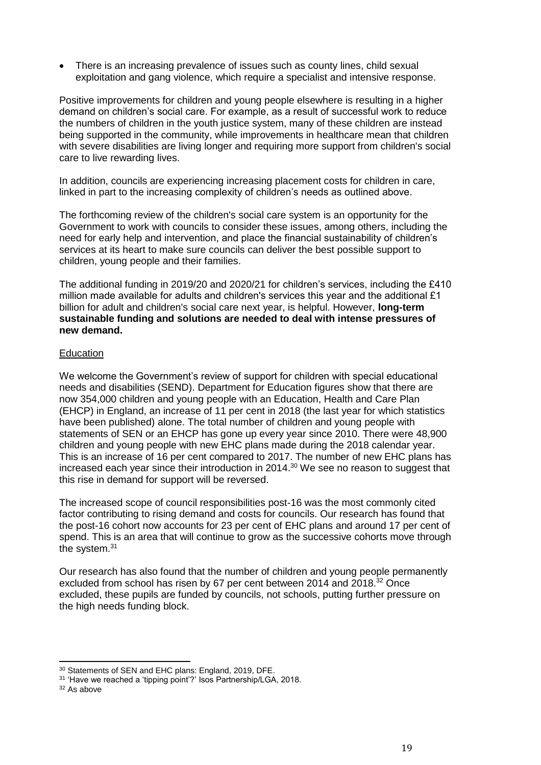- There is an increasing prevalence of issues such as county lines, child sexual exploitation and gang violence, which require a specialist and intensive response.

Positive improvements for children and young people elsewhere is resulting in a higher demand on children's social care. For example, as a result of successful work to reduce the numbers of children in the youth justice system, many of these children are instead being supported in the community, while improvements in healthcare mean that children with severe disabilities are living longer and requiring more support from children's social care to live rewarding lives.

In addition, councils are experiencing increasing placement costs for children in care, linked in part to the increasing complexity of children's needs as outlined above.

The forthcoming review of the children's social care system is an opportunity for the Government to work with councils to consider these issues, among others, including the need for early help and intervention, and place the financial sustainability of children's services at its heart to make sure councils can deliver the best possible support to children, young people and their families.

The additional funding in 2019/20 and 2020/21 for children's services, including the £410 million made available for adults and children's services this year and the additional £1 billion for adult and children's social care next year, is helpful. However, **long-term sustainable funding and solutions are needed to deal with intense pressures of new demand.**

Education

We welcome the Government's review of support for children with special educational needs and disabilities (SEND). Department for Education figures show that there are now 354,000 children and young people with an Education, Health and Care Plan (EHCP) in England, an increase of 11 per cent in 2018 (the last year for which statistics have been published) alone. The total number of children and young people with statements of SEN or an EHCP has gone up every year since 2010. There were 48,900 children and young people with new EHC plans made during the 2018 calendar year. This is an increase of 16 per cent compared to 2017. The number of new EHC plans has increased each year since their introduction in 2014.[30] We see no reason to suggest that this rise in demand for support will be reversed.

The increased scope of council responsibilities post-16 was the most commonly cited factor contributing to rising demand and costs for councils. Our research has found that the post-16 cohort now accounts for 23 per cent of EHC plans and around 17 per cent of spend. This is an area that will continue to grow as the successive cohorts move through the system.[31]

Our research has also found that the number of children and young people permanently excluded from school has risen by 67 per cent between 2014 and 2018.[32] Once excluded, these pupils are funded by councils, not schools, putting further pressure on the high needs funding block.

[30] Statements of SEN and EHC plans: England, 2019, DFE.

[31] 'Have we reached a 'tipping point'?' Isos Partnership/LGA, 2018.

[32] As above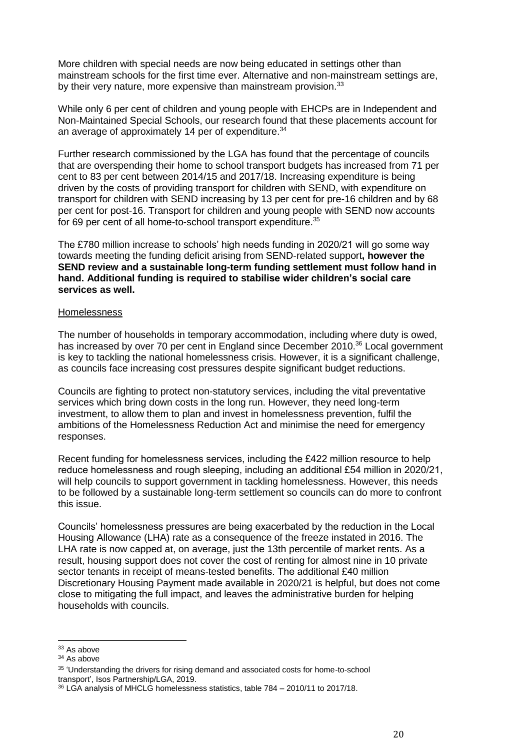More children with special needs are now being educated in settings other than mainstream schools for the first time ever. Alternative and non-mainstream settings are, by their very nature, more expensive than mainstream provision.[33]

While only 6 per cent of children and young people with EHCPs are in Independent and Non-Maintained Special Schools, our research found that these placements account for an average of approximately 14 per of expenditure.[34]

Further research commissioned by the LGA has found that the percentage of councils that are overspending their home to school transport budgets has increased from 71 per cent to 83 per cent between 2014/15 and 2017/18. Increasing expenditure is being driven by the costs of providing transport for children with SEND, with expenditure on transport for children with SEND increasing by 13 per cent for pre-16 children and by 68 per cent for post-16. Transport for children and young people with SEND now accounts for 69 per cent of all home-to-school transport expenditure.[35]

The £780 million increase to schools' high needs funding in 2020/21 will go some way towards meeting the funding deficit arising from SEND-related support**, however the SEND review and a sustainable long-term funding settlement must follow hand in hand. Additional funding is required to stabilise wider children's social care services as well.**

Homelessness

The number of households in temporary accommodation, including where duty is owed, has increased by over 70 per cent in England since December 2010.[36] Local government is key to tackling the national homelessness crisis. However, it is a significant challenge, as councils face increasing cost pressures despite significant budget reductions.

Councils are fighting to protect non-statutory services, including the vital preventative services which bring down costs in the long run. However, they need long-term investment, to allow them to plan and invest in homelessness prevention, fulfil the ambitions of the Homelessness Reduction Act and minimise the need for emergency responses.

Recent funding for homelessness services, including the £422 million resource to help reduce homelessness and rough sleeping, including an additional £54 million in 2020/21, will help councils to support government in tackling homelessness. However, this needs to be followed by a sustainable long-term settlement so councils can do more to confront this issue.

Councils' homelessness pressures are being exacerbated by the reduction in the Local Housing Allowance (LHA) rate as a consequence of the freeze instated in 2016. The LHA rate is now capped at, on average, just the 13th percentile of market rents. As a result, housing support does not cover the cost of renting for almost nine in 10 private sector tenants in receipt of means-tested benefits. The additional £40 million Discretionary Housing Payment made available in 2020/21 is helpful, but does not come close to mitigating the full impact, and leaves the administrative burden for helping households with councils.

[33] As above
[34] As above
[35] 'Understanding the drivers for rising demand and associated costs for home-to-school transport', Isos Partnership/LGA, 2019.
[36] LGA analysis of MHCLG homelessness statistics, table 784 – 2010/11 to 2017/18.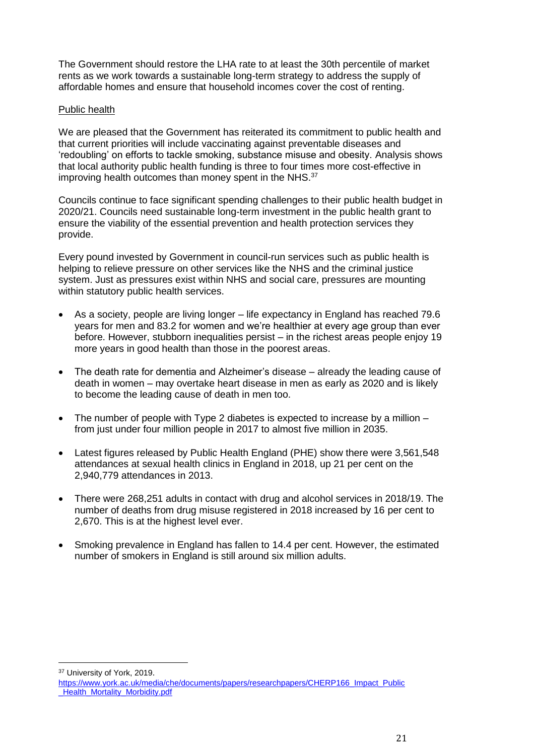The Government should restore the LHA rate to at least the 30th percentile of market rents as we work towards a sustainable long-term strategy to address the supply of affordable homes and ensure that household incomes cover the cost of renting.

## Public health

We are pleased that the Government has reiterated its commitment to public health and that current priorities will include vaccinating against preventable diseases and 'redoubling' on efforts to tackle smoking, substance misuse and obesity. Analysis shows that local authority public health funding is three to four times more cost-effective in improving health outcomes than money spent in the NHS.[37]

Councils continue to face significant spending challenges to their public health budget in 2020/21. Councils need sustainable long-term investment in the public health grant to ensure the viability of the essential prevention and health protection services they provide.

Every pound invested by Government in council-run services such as public health is helping to relieve pressure on other services like the NHS and the criminal justice system. Just as pressures exist within NHS and social care, pressures are mounting within statutory public health services.

- As a society, people are living longer – life expectancy in England has reached 79.6 years for men and 83.2 for women and we're healthier at every age group than ever before. However, stubborn inequalities persist – in the richest areas people enjoy 19 more years in good health than those in the poorest areas.
- The death rate for dementia and Alzheimer's disease – already the leading cause of death in women – may overtake heart disease in men as early as 2020 and is likely to become the leading cause of death in men too.
- The number of people with Type 2 diabetes is expected to increase by a million – from just under four million people in 2017 to almost five million in 2035.
- Latest figures released by Public Health England (PHE) show there were 3,561,548 attendances at sexual health clinics in England in 2018, up 21 per cent on the 2,940,779 attendances in 2013.
- There were 268,251 adults in contact with drug and alcohol services in 2018/19. The number of deaths from drug misuse registered in 2018 increased by 16 per cent to 2,670. This is at the highest level ever.
- Smoking prevalence in England has fallen to 14.4 per cent. However, the estimated number of smokers in England is still around six million adults.

---

[37] University of York, 2019. https://www.york.ac.uk/media/che/documents/papers/researchpapers/CHERP166_Impact_Public_Health_Mortality_Morbidity.pdf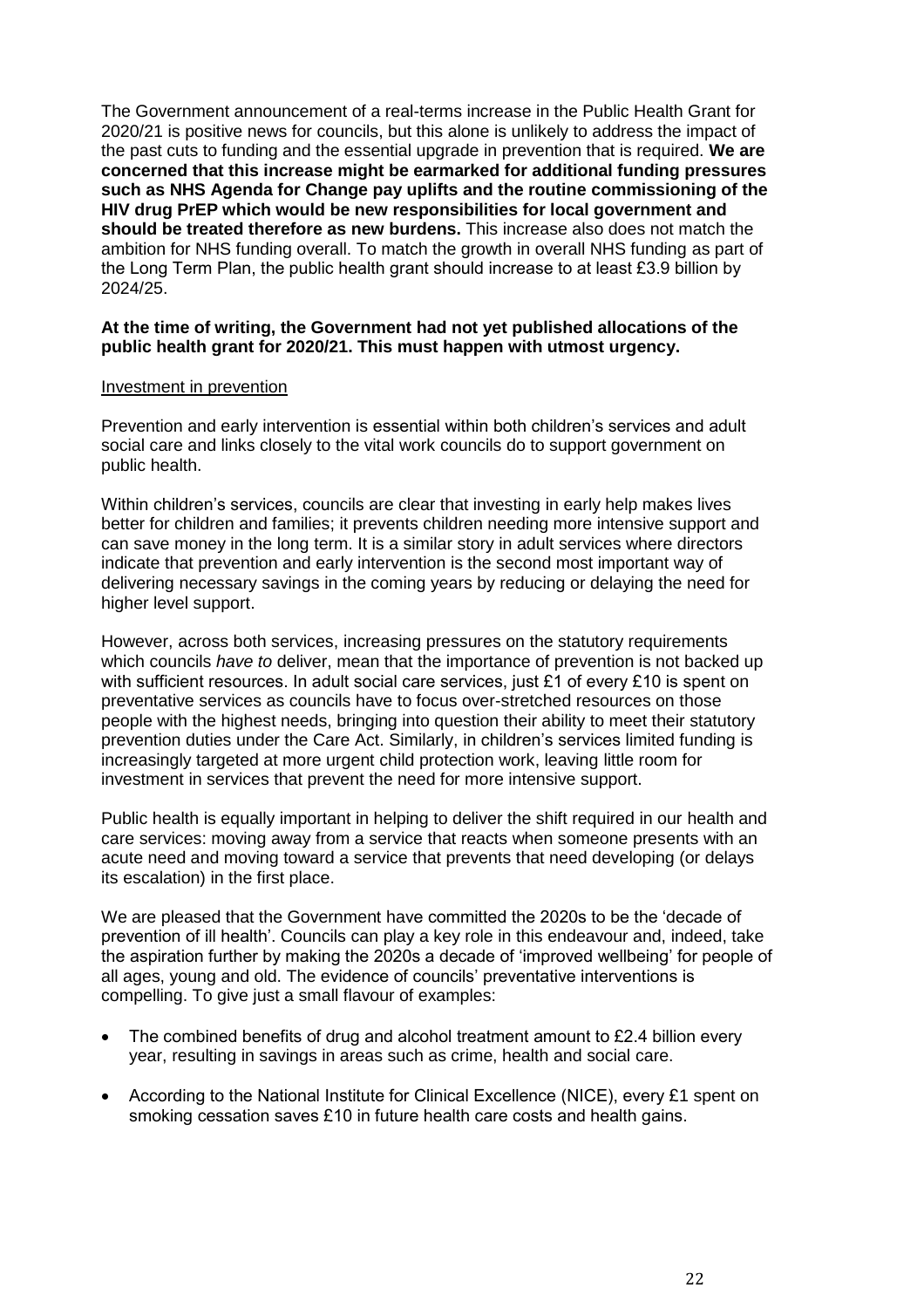The Government announcement of a real-terms increase in the Public Health Grant for 2020/21 is positive news for councils, but this alone is unlikely to address the impact of the past cuts to funding and the essential upgrade in prevention that is required. **We are concerned that this increase might be earmarked for additional funding pressures such as NHS Agenda for Change pay uplifts and the routine commissioning of the HIV drug PrEP which would be new responsibilities for local government and should be treated therefore as new burdens.** This increase also does not match the ambition for NHS funding overall. To match the growth in overall NHS funding as part of the Long Term Plan, the public health grant should increase to at least £3.9 billion by 2024/25.

**At the time of writing, the Government had not yet published allocations of the public health grant for 2020/21. This must happen with utmost urgency.**

Investment in prevention

Prevention and early intervention is essential within both children's services and adult social care and links closely to the vital work councils do to support government on public health.

Within children's services, councils are clear that investing in early help makes lives better for children and families; it prevents children needing more intensive support and can save money in the long term. It is a similar story in adult services where directors indicate that prevention and early intervention is the second most important way of delivering necessary savings in the coming years by reducing or delaying the need for higher level support.

However, across both services, increasing pressures on the statutory requirements which councils *have to* deliver, mean that the importance of prevention is not backed up with sufficient resources. In adult social care services, just £1 of every £10 is spent on preventative services as councils have to focus over-stretched resources on those people with the highest needs, bringing into question their ability to meet their statutory prevention duties under the Care Act. Similarly, in children's services limited funding is increasingly targeted at more urgent child protection work, leaving little room for investment in services that prevent the need for more intensive support.

Public health is equally important in helping to deliver the shift required in our health and care services: moving away from a service that reacts when someone presents with an acute need and moving toward a service that prevents that need developing (or delays its escalation) in the first place.

We are pleased that the Government have committed the 2020s to be the 'decade of prevention of ill health'. Councils can play a key role in this endeavour and, indeed, take the aspiration further by making the 2020s a decade of 'improved wellbeing' for people of all ages, young and old. The evidence of councils' preventative interventions is compelling. To give just a small flavour of examples:

- The combined benefits of drug and alcohol treatment amount to £2.4 billion every year, resulting in savings in areas such as crime, health and social care.
- According to the National Institute for Clinical Excellence (NICE), every £1 spent on smoking cessation saves £10 in future health care costs and health gains.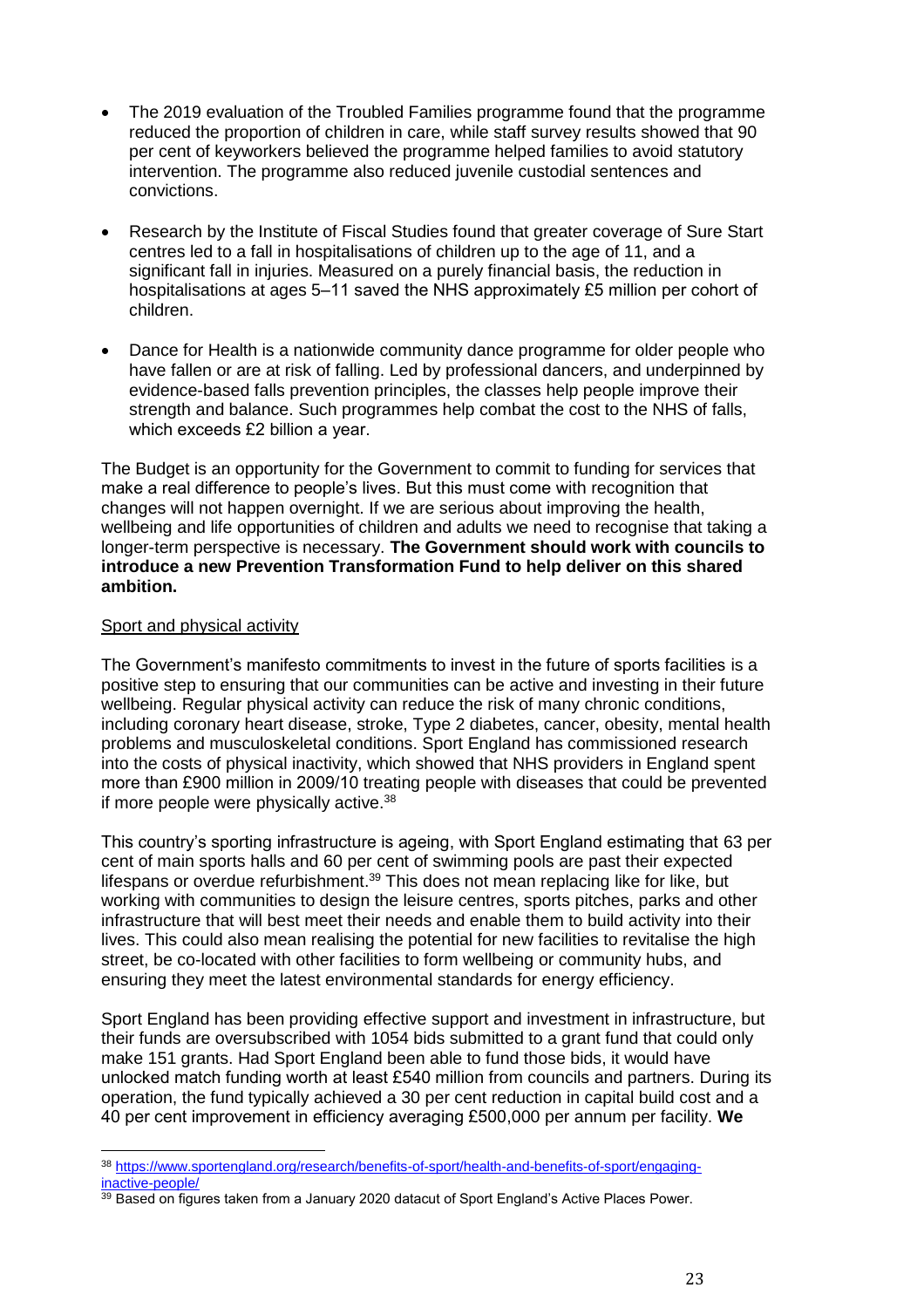- The 2019 evaluation of the Troubled Families programme found that the programme reduced the proportion of children in care, while staff survey results showed that 90 per cent of keyworkers believed the programme helped families to avoid statutory intervention. The programme also reduced juvenile custodial sentences and convictions.

- Research by the Institute of Fiscal Studies found that greater coverage of Sure Start centres led to a fall in hospitalisations of children up to the age of 11, and a significant fall in injuries. Measured on a purely financial basis, the reduction in hospitalisations at ages 5–11 saved the NHS approximately £5 million per cohort of children.

- Dance for Health is a nationwide community dance programme for older people who have fallen or are at risk of falling. Led by professional dancers, and underpinned by evidence-based falls prevention principles, the classes help people improve their strength and balance. Such programmes help combat the cost to the NHS of falls, which exceeds £2 billion a year.

The Budget is an opportunity for the Government to commit to funding for services that make a real difference to people's lives. But this must come with recognition that changes will not happen overnight. If we are serious about improving the health, wellbeing and life opportunities of children and adults we need to recognise that taking a longer-term perspective is necessary. **The Government should work with councils to introduce a new Prevention Transformation Fund to help deliver on this shared ambition.**

Sport and physical activity

The Government's manifesto commitments to invest in the future of sports facilities is a positive step to ensuring that our communities can be active and investing in their future wellbeing. Regular physical activity can reduce the risk of many chronic conditions, including coronary heart disease, stroke, Type 2 diabetes, cancer, obesity, mental health problems and musculoskeletal conditions. Sport England has commissioned research into the costs of physical inactivity, which showed that NHS providers in England spent more than £900 million in 2009/10 treating people with diseases that could be prevented if more people were physically active.[38]

This country's sporting infrastructure is ageing, with Sport England estimating that 63 per cent of main sports halls and 60 per cent of swimming pools are past their expected lifespans or overdue refurbishment.[39] This does not mean replacing like for like, but working with communities to design the leisure centres, sports pitches, parks and other infrastructure that will best meet their needs and enable them to build activity into their lives. This could also mean realising the potential for new facilities to revitalise the high street, be co-located with other facilities to form wellbeing or community hubs, and ensuring they meet the latest environmental standards for energy efficiency.

Sport England has been providing effective support and investment in infrastructure, but their funds are oversubscribed with 1054 bids submitted to a grant fund that could only make 151 grants. Had Sport England been able to fund those bids, it would have unlocked match funding worth at least £540 million from councils and partners. During its operation, the fund typically achieved a 30 per cent reduction in capital build cost and a 40 per cent improvement in efficiency averaging £500,000 per annum per facility. **We**

---

[38] https://www.sportengland.org/research/benefits-of-sport/health-and-benefits-of-sport/engaging-inactive-people/

[39] Based on figures taken from a January 2020 datacut of Sport England's Active Places Power.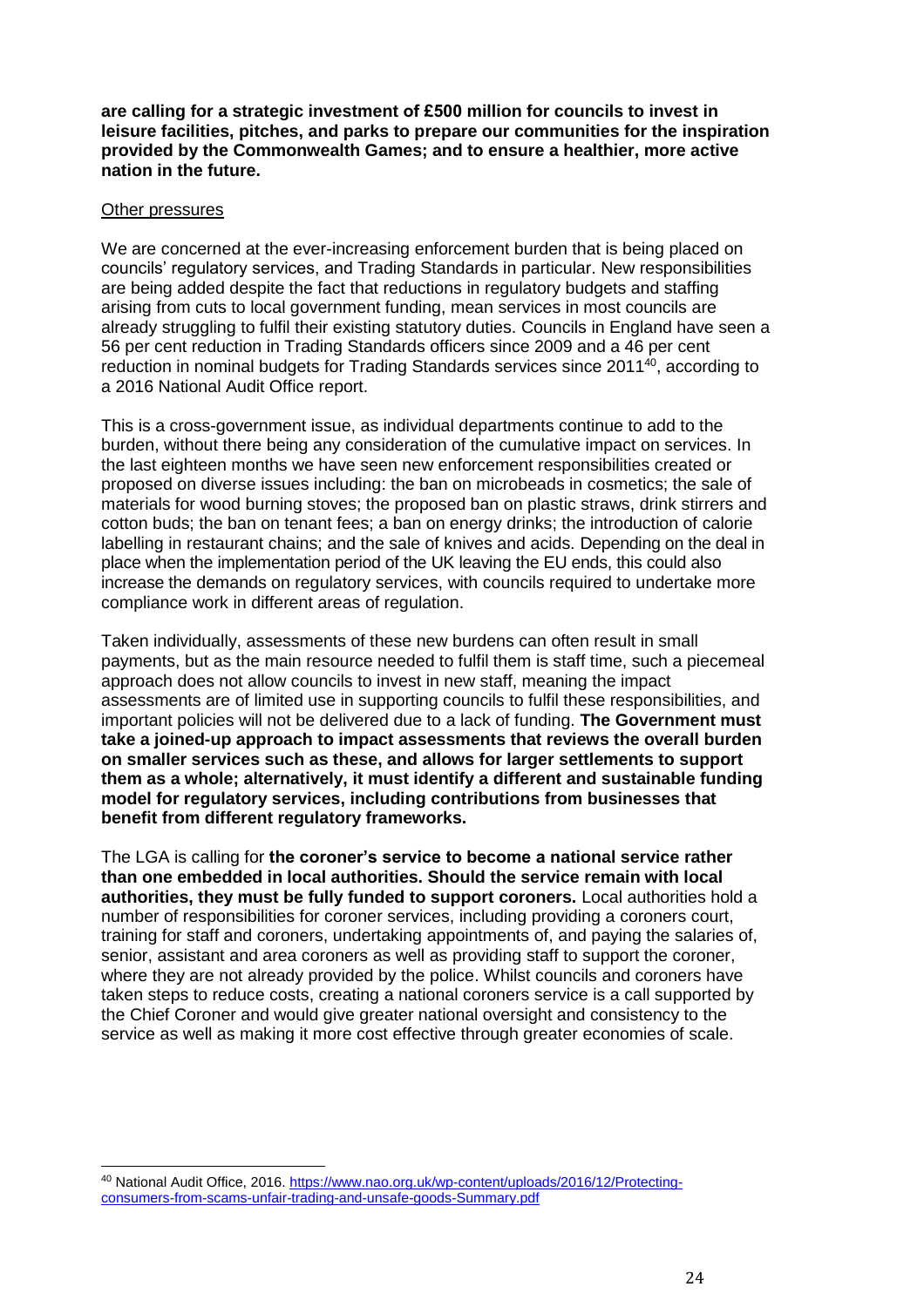**are calling for a strategic investment of £500 million for councils to invest in leisure facilities, pitches, and parks to prepare our communities for the inspiration provided by the Commonwealth Games; and to ensure a healthier, more active nation in the future.**

Other pressures

We are concerned at the ever-increasing enforcement burden that is being placed on councils' regulatory services, and Trading Standards in particular. New responsibilities are being added despite the fact that reductions in regulatory budgets and staffing arising from cuts to local government funding, mean services in most councils are already struggling to fulfil their existing statutory duties. Councils in England have seen a 56 per cent reduction in Trading Standards officers since 2009 and a 46 per cent reduction in nominal budgets for Trading Standards services since 2011[40], according to a 2016 National Audit Office report.

This is a cross-government issue, as individual departments continue to add to the burden, without there being any consideration of the cumulative impact on services. In the last eighteen months we have seen new enforcement responsibilities created or proposed on diverse issues including: the ban on microbeads in cosmetics; the sale of materials for wood burning stoves; the proposed ban on plastic straws, drink stirrers and cotton buds; the ban on tenant fees; a ban on energy drinks; the introduction of calorie labelling in restaurant chains; and the sale of knives and acids. Depending on the deal in place when the implementation period of the UK leaving the EU ends, this could also increase the demands on regulatory services, with councils required to undertake more compliance work in different areas of regulation.

Taken individually, assessments of these new burdens can often result in small payments, but as the main resource needed to fulfil them is staff time, such a piecemeal approach does not allow councils to invest in new staff, meaning the impact assessments are of limited use in supporting councils to fulfil these responsibilities, and important policies will not be delivered due to a lack of funding. **The Government must take a joined-up approach to impact assessments that reviews the overall burden on smaller services such as these, and allows for larger settlements to support them as a whole; alternatively, it must identify a different and sustainable funding model for regulatory services, including contributions from businesses that benefit from different regulatory frameworks.**

The LGA is calling for **the coroner's service to become a national service rather than one embedded in local authorities. Should the service remain with local authorities, they must be fully funded to support coroners.** Local authorities hold a number of responsibilities for coroner services, including providing a coroners court, training for staff and coroners, undertaking appointments of, and paying the salaries of, senior, assistant and area coroners as well as providing staff to support the coroner, where they are not already provided by the police. Whilst councils and coroners have taken steps to reduce costs, creating a national coroners service is a call supported by the Chief Coroner and would give greater national oversight and consistency to the service as well as making it more cost effective through greater economies of scale.

---

[40] National Audit Office, 2016. https://www.nao.org.uk/wp-content/uploads/2016/12/Protecting-consumers-from-scams-unfair-trading-and-unsafe-goods-Summary.pdf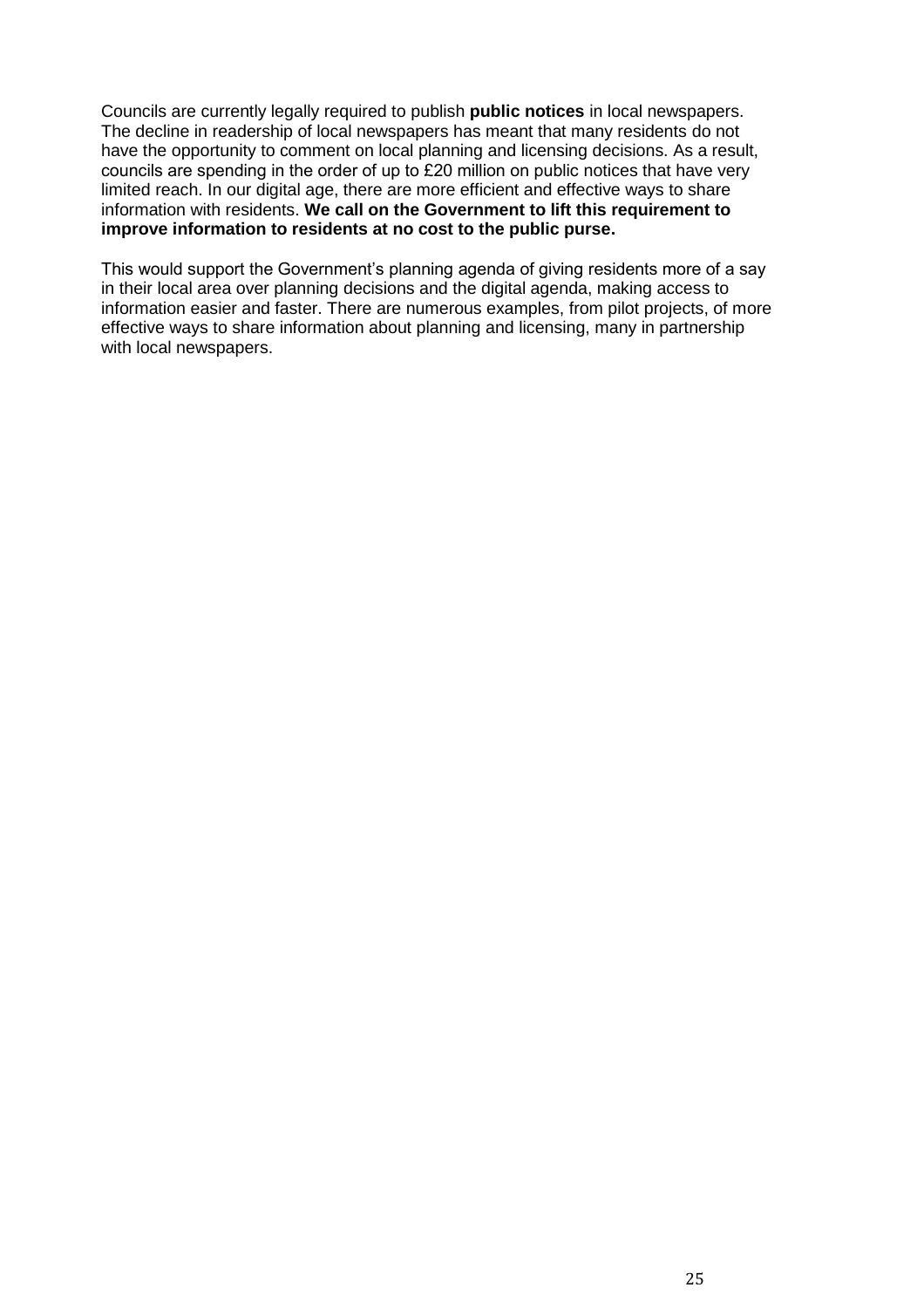Councils are currently legally required to publish **public notices** in local newspapers. The decline in readership of local newspapers has meant that many residents do not have the opportunity to comment on local planning and licensing decisions. As a result, councils are spending in the order of up to £20 million on public notices that have very limited reach. In our digital age, there are more efficient and effective ways to share information with residents. **We call on the Government to lift this requirement to improve information to residents at no cost to the public purse.**

This would support the Government's planning agenda of giving residents more of a say in their local area over planning decisions and the digital agenda, making access to information easier and faster. There are numerous examples, from pilot projects, of more effective ways to share information about planning and licensing, many in partnership with local newspapers.